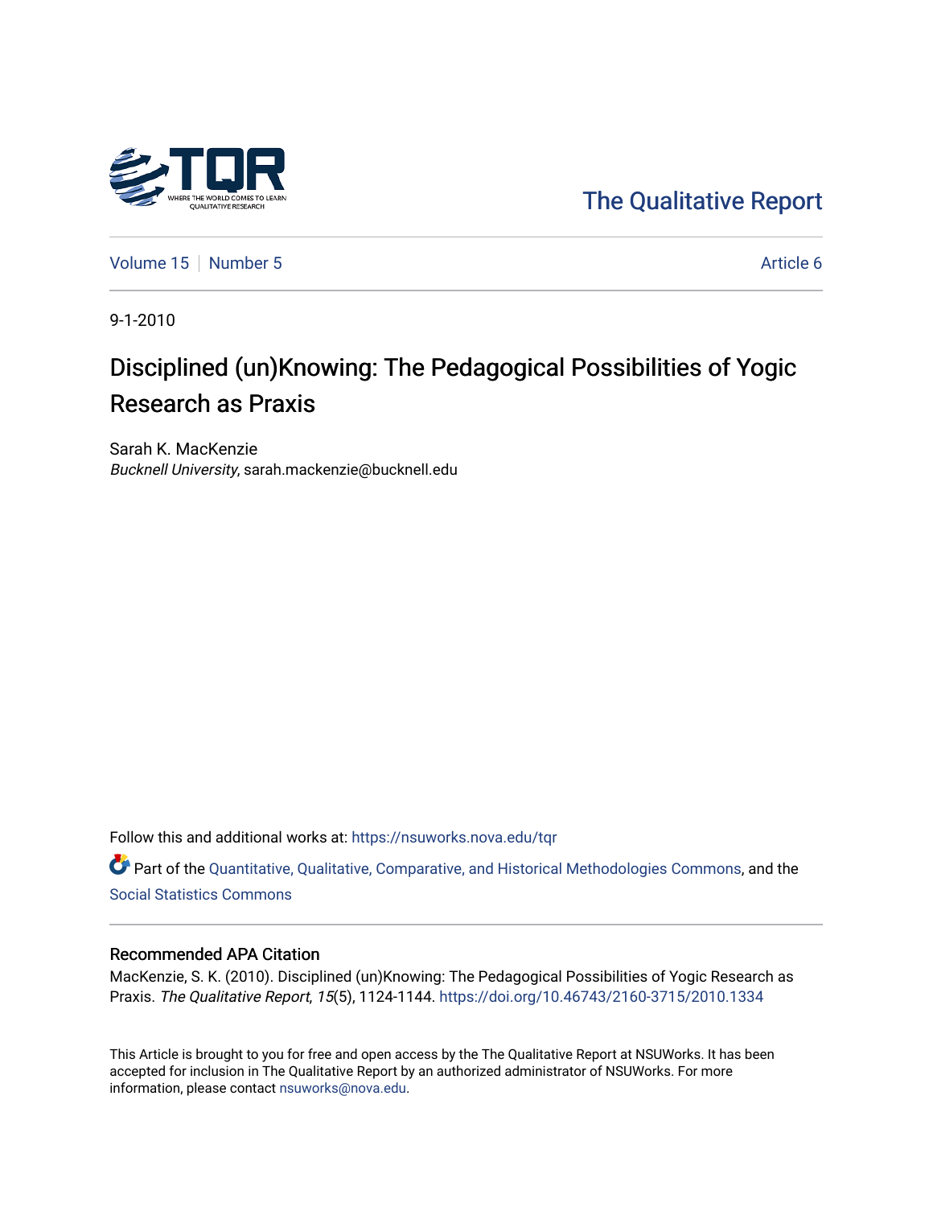The Qualitative Report

Volume 15 | Number 5 | Article 6

9-1-2010

# Disciplined (un)Knowing: The Pedagogical Possibilities of Yogic Research as Praxis

Sarah K. MacKenzie
*Bucknell University*, sarah.mackenzie@bucknell.edu

Follow this and additional works at: https://nsuworks.nova.edu/tqr

Part of the Quantitative, Qualitative, Comparative, and Historical Methodologies Commons, and the Social Statistics Commons

## Recommended APA Citation

MacKenzie, S. K. (2010). Disciplined (un)Knowing: The Pedagogical Possibilities of Yogic Research as Praxis. *The Qualitative Report*, *15*(5), 1124-1144. https://doi.org/10.46743/2160-3715/2010.1334

This Article is brought to you for free and open access by the The Qualitative Report at NSUWorks. It has been accepted for inclusion in The Qualitative Report by an authorized administrator of NSUWorks. For more information, please contact nsuworks@nova.edu.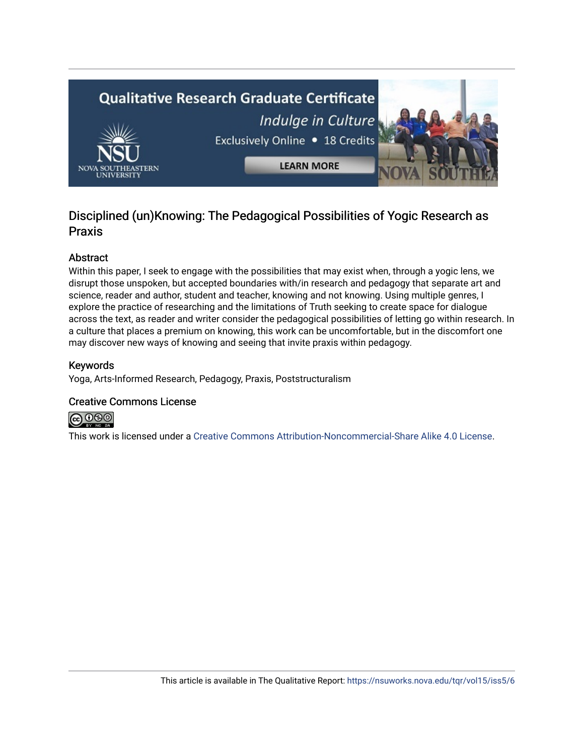## Disciplined (un)Knowing: The Pedagogical Possibilities of Yogic Research as Praxis

### Abstract

Within this paper, I seek to engage with the possibilities that may exist when, through a yogic lens, we disrupt those unspoken, but accepted boundaries with/in research and pedagogy that separate art and science, reader and author, student and teacher, knowing and not knowing. Using multiple genres, I explore the practice of researching and the limitations of Truth seeking to create space for dialogue across the text, as reader and writer consider the pedagogical possibilities of letting go within research. In a culture that places a premium on knowing, this work can be uncomfortable, but in the discomfort one may discover new ways of knowing and seeing that invite praxis within pedagogy.

### Keywords

Yoga, Arts-Informed Research, Pedagogy, Praxis, Poststructuralism

### Creative Commons License

This work is licensed under a Creative Commons Attribution-Noncommercial-Share Alike 4.0 License.

This article is available in The Qualitative Report: https://nsuworks.nova.edu/tqr/vol15/iss5/6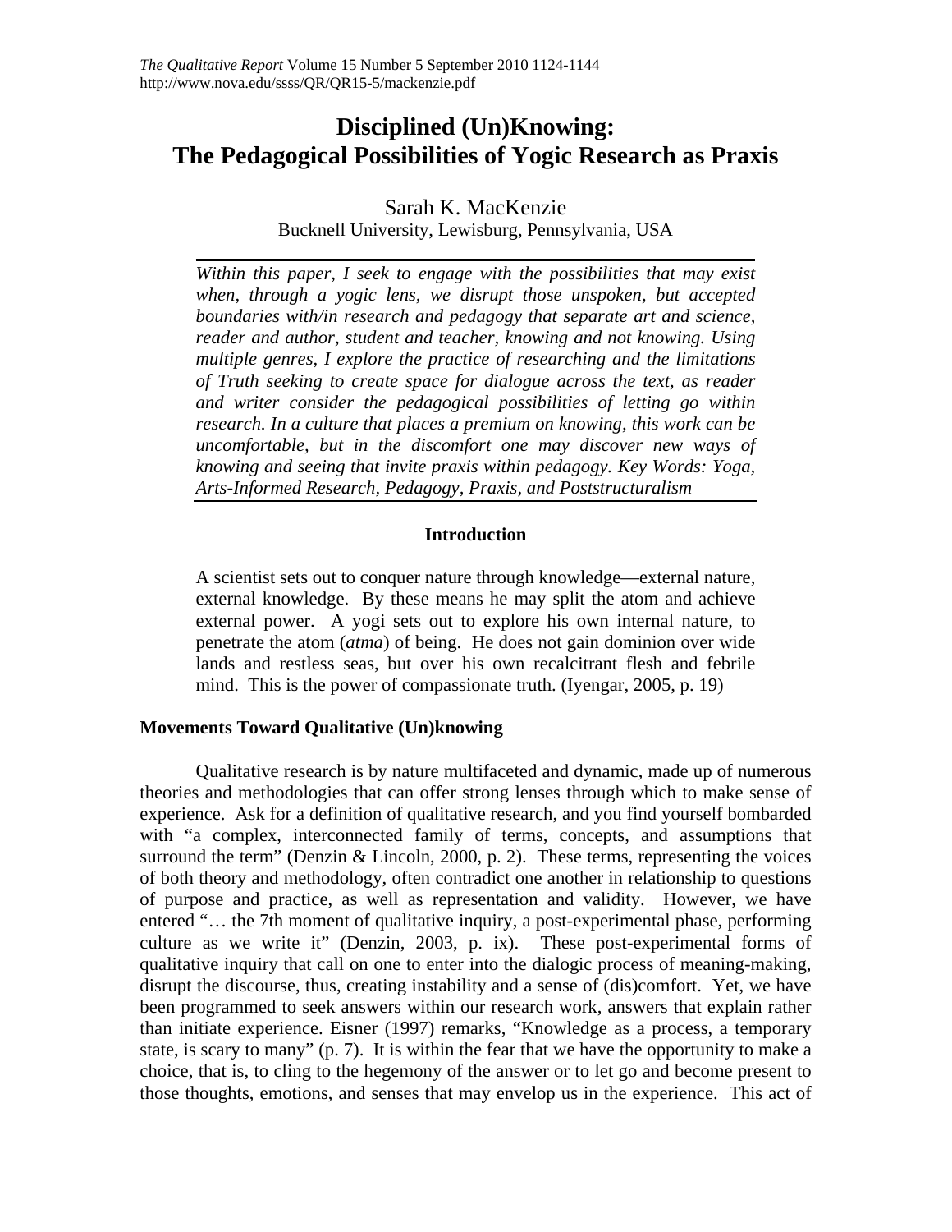# Disciplined (Un)Knowing: The Pedagogical Possibilities of Yogic Research as Praxis

Sarah K. MacKenzie
Bucknell University, Lewisburg, Pennsylvania, USA

*Within this paper, I seek to engage with the possibilities that may exist when, through a yogic lens, we disrupt those unspoken, but accepted boundaries with/in research and pedagogy that separate art and science, reader and author, student and teacher, knowing and not knowing. Using multiple genres, I explore the practice of researching and the limitations of Truth seeking to create space for dialogue across the text, as reader and writer consider the pedagogical possibilities of letting go within research. In a culture that places a premium on knowing, this work can be uncomfortable, but in the discomfort one may discover new ways of knowing and seeing that invite praxis within pedagogy. Key Words: Yoga, Arts-Informed Research, Pedagogy, Praxis, and Poststructuralism*

## Introduction

> A scientist sets out to conquer nature through knowledge—external nature, external knowledge. By these means he may split the atom and achieve external power. A yogi sets out to explore his own internal nature, to penetrate the atom (*atma*) of being. He does not gain dominion over wide lands and restless seas, but over his own recalcitrant flesh and febrile mind. This is the power of compassionate truth. (Iyengar, 2005, p. 19)

### Movements Toward Qualitative (Un)knowing

Qualitative research is by nature multifaceted and dynamic, made up of numerous theories and methodologies that can offer strong lenses through which to make sense of experience. Ask for a definition of qualitative research, and you find yourself bombarded with "a complex, interconnected family of terms, concepts, and assumptions that surround the term" (Denzin & Lincoln, 2000, p. 2). These terms, representing the voices of both theory and methodology, often contradict one another in relationship to questions of purpose and practice, as well as representation and validity. However, we have entered "… the 7th moment of qualitative inquiry, a post-experimental phase, performing culture as we write it" (Denzin, 2003, p. ix). These post-experimental forms of qualitative inquiry that call on one to enter into the dialogic process of meaning-making, disrupt the discourse, thus, creating instability and a sense of (dis)comfort. Yet, we have been programmed to seek answers within our research work, answers that explain rather than initiate experience. Eisner (1997) remarks, "Knowledge as a process, a temporary state, is scary to many" (p. 7). It is within the fear that we have the opportunity to make a choice, that is, to cling to the hegemony of the answer or to let go and become present to those thoughts, emotions, and senses that may envelop us in the experience. This act of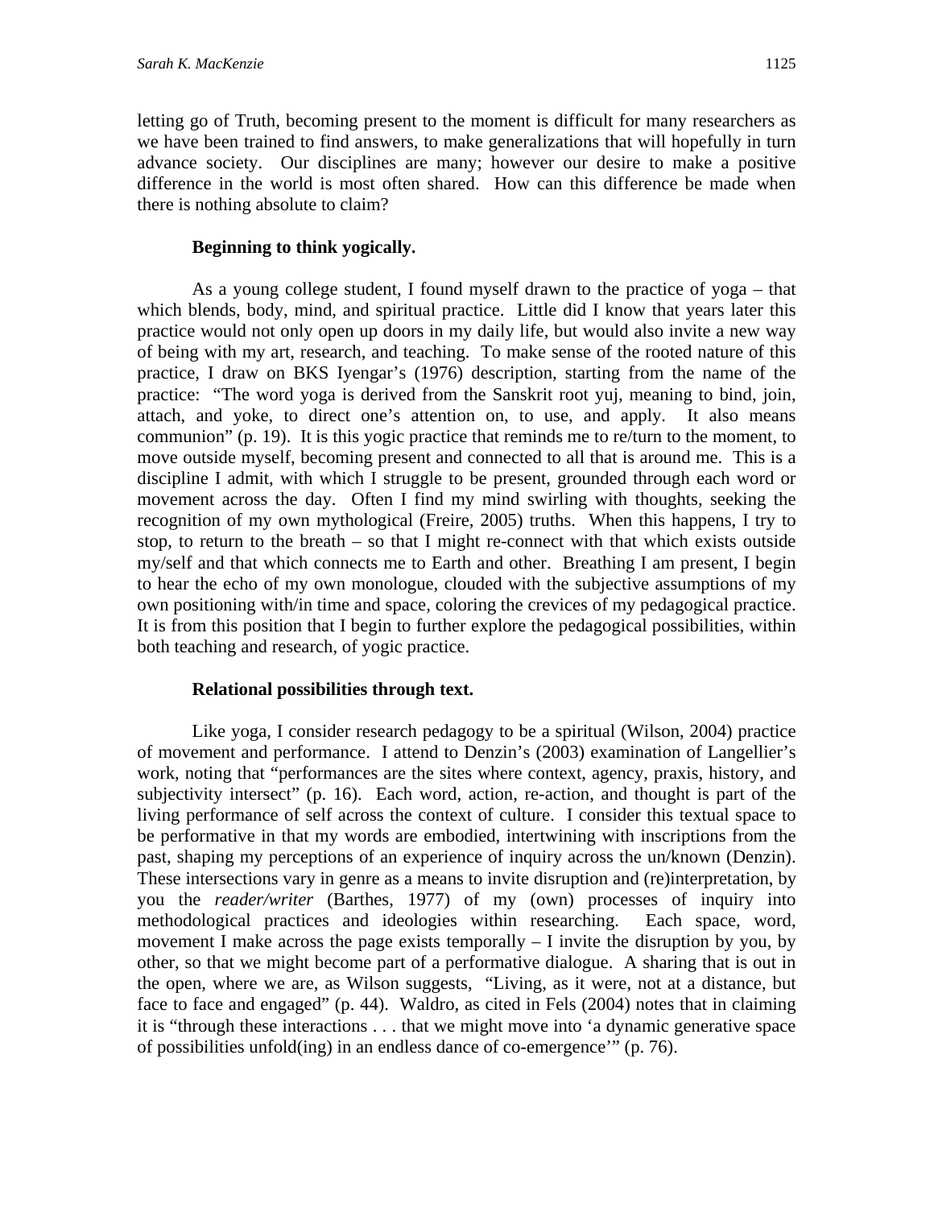letting go of Truth, becoming present to the moment is difficult for many researchers as we have been trained to find answers, to make generalizations that will hopefully in turn advance society. Our disciplines are many; however our desire to make a positive difference in the world is most often shared. How can this difference be made when there is nothing absolute to claim?

**Beginning to think yogically.**

As a young college student, I found myself drawn to the practice of yoga – that which blends, body, mind, and spiritual practice. Little did I know that years later this practice would not only open up doors in my daily life, but would also invite a new way of being with my art, research, and teaching. To make sense of the rooted nature of this practice, I draw on BKS Iyengar's (1976) description, starting from the name of the practice: "The word yoga is derived from the Sanskrit root yuj, meaning to bind, join, attach, and yoke, to direct one's attention on, to use, and apply. It also means communion" (p. 19). It is this yogic practice that reminds me to re/turn to the moment, to move outside myself, becoming present and connected to all that is around me. This is a discipline I admit, with which I struggle to be present, grounded through each word or movement across the day. Often I find my mind swirling with thoughts, seeking the recognition of my own mythological (Freire, 2005) truths. When this happens, I try to stop, to return to the breath – so that I might re-connect with that which exists outside my/self and that which connects me to Earth and other. Breathing I am present, I begin to hear the echo of my own monologue, clouded with the subjective assumptions of my own positioning with/in time and space, coloring the crevices of my pedagogical practice. It is from this position that I begin to further explore the pedagogical possibilities, within both teaching and research, of yogic practice.

**Relational possibilities through text.**

Like yoga, I consider research pedagogy to be a spiritual (Wilson, 2004) practice of movement and performance. I attend to Denzin's (2003) examination of Langellier's work, noting that "performances are the sites where context, agency, praxis, history, and subjectivity intersect" (p. 16). Each word, action, re-action, and thought is part of the living performance of self across the context of culture. I consider this textual space to be performative in that my words are embodied, intertwining with inscriptions from the past, shaping my perceptions of an experience of inquiry across the un/known (Denzin). These intersections vary in genre as a means to invite disruption and (re)interpretation, by you the *reader/writer* (Barthes, 1977) of my (own) processes of inquiry into methodological practices and ideologies within researching. Each space, word, movement I make across the page exists temporally – I invite the disruption by you, by other, so that we might become part of a performative dialogue. A sharing that is out in the open, where we are, as Wilson suggests, "Living, as it were, not at a distance, but face to face and engaged" (p. 44). Waldro, as cited in Fels (2004) notes that in claiming it is "through these interactions . . . that we might move into 'a dynamic generative space of possibilities unfold(ing) in an endless dance of co-emergence'" (p. 76).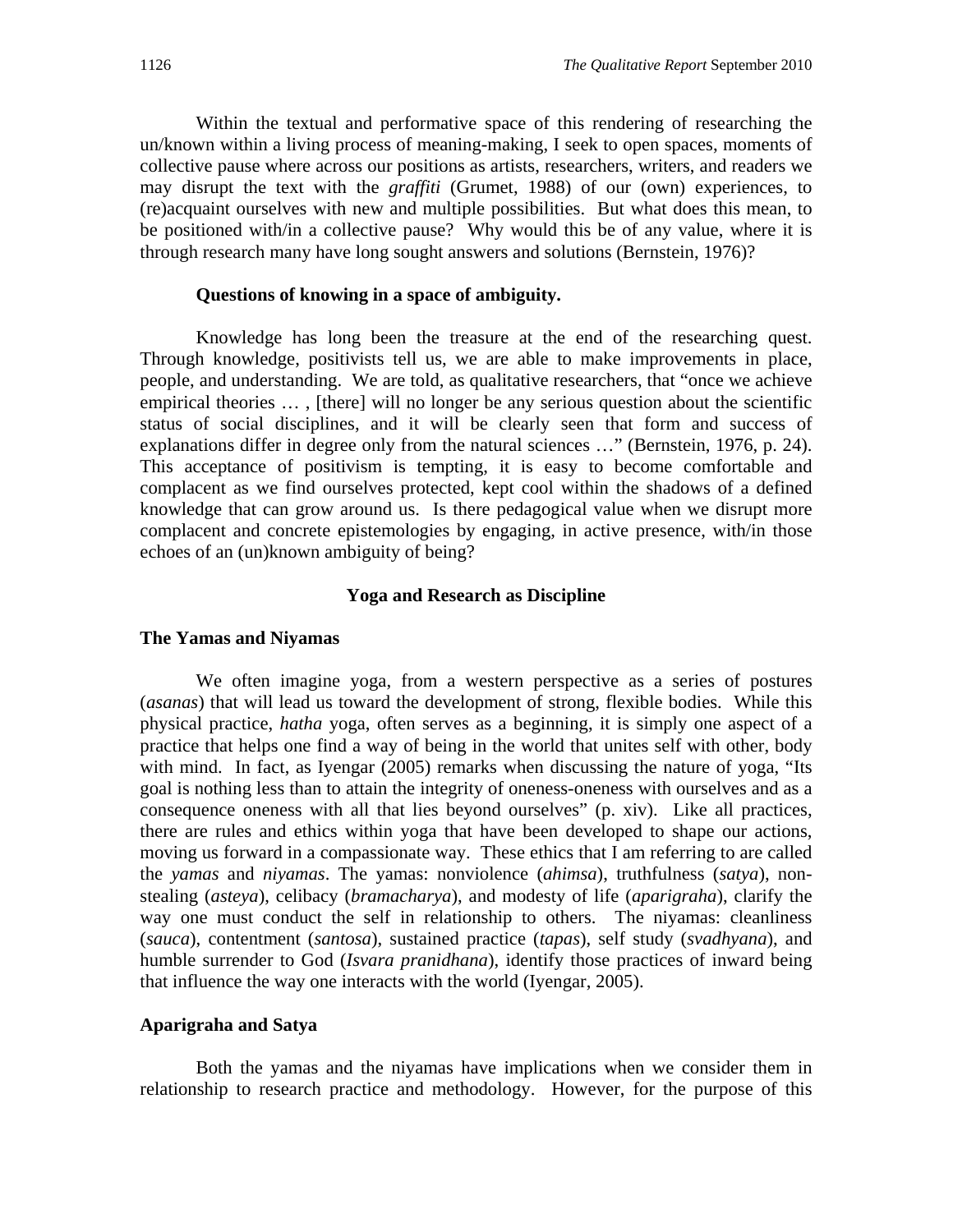Within the textual and performative space of this rendering of researching the un/known within a living process of meaning-making, I seek to open spaces, moments of collective pause where across our positions as artists, researchers, writers, and readers we may disrupt the text with the *graffiti* (Grumet, 1988) of our (own) experiences, to (re)acquaint ourselves with new and multiple possibilities. But what does this mean, to be positioned with/in a collective pause? Why would this be of any value, where it is through research many have long sought answers and solutions (Bernstein, 1976)?

**Questions of knowing in a space of ambiguity.**

Knowledge has long been the treasure at the end of the researching quest. Through knowledge, positivists tell us, we are able to make improvements in place, people, and understanding. We are told, as qualitative researchers, that "once we achieve empirical theories … , [there] will no longer be any serious question about the scientific status of social disciplines, and it will be clearly seen that form and success of explanations differ in degree only from the natural sciences …" (Bernstein, 1976, p. 24). This acceptance of positivism is tempting, it is easy to become comfortable and complacent as we find ourselves protected, kept cool within the shadows of a defined knowledge that can grow around us. Is there pedagogical value when we disrupt more complacent and concrete epistemologies by engaging, in active presence, with/in those echoes of an (un)known ambiguity of being?

## Yoga and Research as Discipline

### The Yamas and Niyamas

We often imagine yoga, from a western perspective as a series of postures (*asanas*) that will lead us toward the development of strong, flexible bodies. While this physical practice, *hatha* yoga, often serves as a beginning, it is simply one aspect of a practice that helps one find a way of being in the world that unites self with other, body with mind. In fact, as Iyengar (2005) remarks when discussing the nature of yoga, "Its goal is nothing less than to attain the integrity of oneness-oneness with ourselves and as a consequence oneness with all that lies beyond ourselves" (p. xiv). Like all practices, there are rules and ethics within yoga that have been developed to shape our actions, moving us forward in a compassionate way. These ethics that I am referring to are called the *yamas* and *niyamas*. The yamas: nonviolence (*ahimsa*), truthfulness (*satya*), non-stealing (*asteya*), celibacy (*bramacharya*), and modesty of life (*aparigraha*), clarify the way one must conduct the self in relationship to others. The niyamas: cleanliness (*sauca*), contentment (*santosa*), sustained practice (*tapas*), self study (*svadhyana*), and humble surrender to God (*Isvara pranidhana*), identify those practices of inward being that influence the way one interacts with the world (Iyengar, 2005).

### Aparigraha and Satya

Both the yamas and the niyamas have implications when we consider them in relationship to research practice and methodology. However, for the purpose of this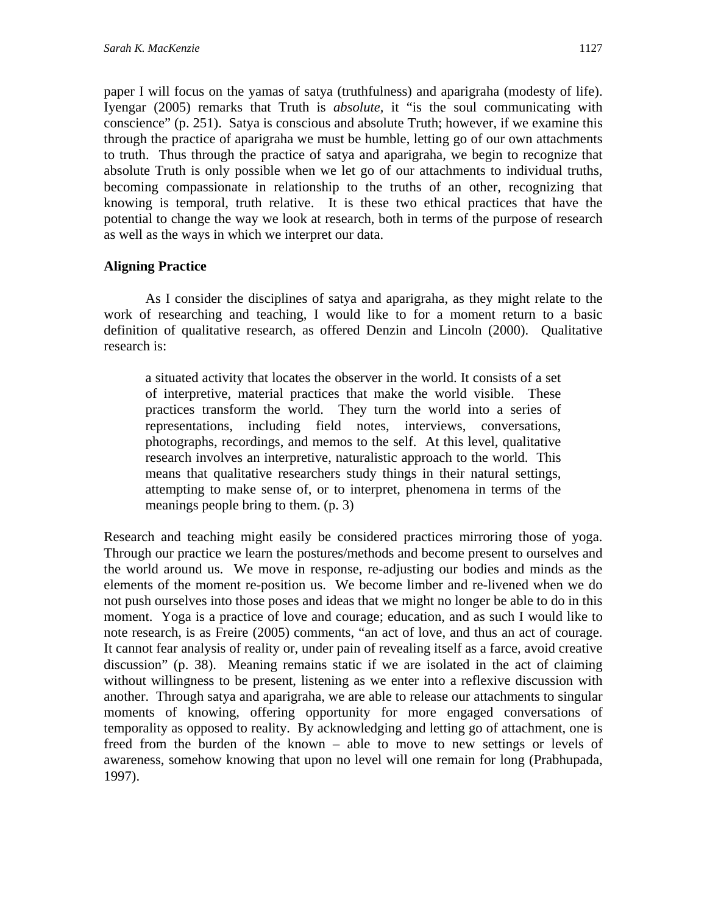paper I will focus on the yamas of satya (truthfulness) and aparigraha (modesty of life). Iyengar (2005) remarks that Truth is *absolute*, it "is the soul communicating with conscience" (p. 251). Satya is conscious and absolute Truth; however, if we examine this through the practice of aparigraha we must be humble, letting go of our own attachments to truth. Thus through the practice of satya and aparigraha, we begin to recognize that absolute Truth is only possible when we let go of our attachments to individual truths, becoming compassionate in relationship to the truths of an other, recognizing that knowing is temporal, truth relative. It is these two ethical practices that have the potential to change the way we look at research, both in terms of the purpose of research as well as the ways in which we interpret our data.

## Aligning Practice

As I consider the disciplines of satya and aparigraha, as they might relate to the work of researching and teaching, I would like to for a moment return to a basic definition of qualitative research, as offered Denzin and Lincoln (2000). Qualitative research is:

> a situated activity that locates the observer in the world. It consists of a set of interpretive, material practices that make the world visible. These practices transform the world. They turn the world into a series of representations, including field notes, interviews, conversations, photographs, recordings, and memos to the self. At this level, qualitative research involves an interpretive, naturalistic approach to the world. This means that qualitative researchers study things in their natural settings, attempting to make sense of, or to interpret, phenomena in terms of the meanings people bring to them. (p. 3)

Research and teaching might easily be considered practices mirroring those of yoga. Through our practice we learn the postures/methods and become present to ourselves and the world around us. We move in response, re-adjusting our bodies and minds as the elements of the moment re-position us. We become limber and re-livened when we do not push ourselves into those poses and ideas that we might no longer be able to do in this moment. Yoga is a practice of love and courage; education, and as such I would like to note research, is as Freire (2005) comments, "an act of love, and thus an act of courage. It cannot fear analysis of reality or, under pain of revealing itself as a farce, avoid creative discussion" (p. 38). Meaning remains static if we are isolated in the act of claiming without willingness to be present, listening as we enter into a reflexive discussion with another. Through satya and aparigraha, we are able to release our attachments to singular moments of knowing, offering opportunity for more engaged conversations of temporality as opposed to reality. By acknowledging and letting go of attachment, one is freed from the burden of the known – able to move to new settings or levels of awareness, somehow knowing that upon no level will one remain for long (Prabhupada, 1997).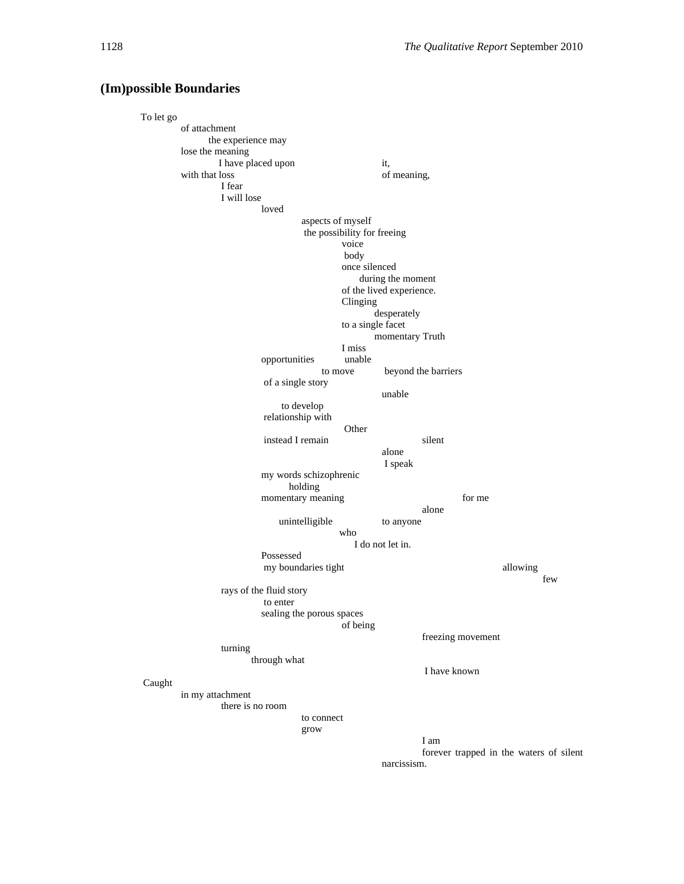## (Im)possible Boundaries

To let go
of attachment
the experience may
lose the meaning
I have placed upon it,
with that loss of meaning,
I fear
I will lose
loved
aspects of myself
the possibility for freeing
voice
body
once silenced
during the moment
of the lived experience.
Clinging
desperately
to a single facet
momentary Truth
I miss
opportunities unable
to move beyond the barriers
of a single story
unable
to develop
relationship with
Other
instead I remain silent
alone
I speak
my words schizophrenic
holding
momentary meaning for me
alone
unintelligible to anyone
who
I do not let in.
Possessed
my boundaries tight allowing
few
rays of the fluid story
to enter
sealing the porous spaces
of being
freezing movement
turning
through what
I have known
Caught
in my attachment
there is no room
to connect
grow
I am
forever trapped in the waters of silent
narcissism.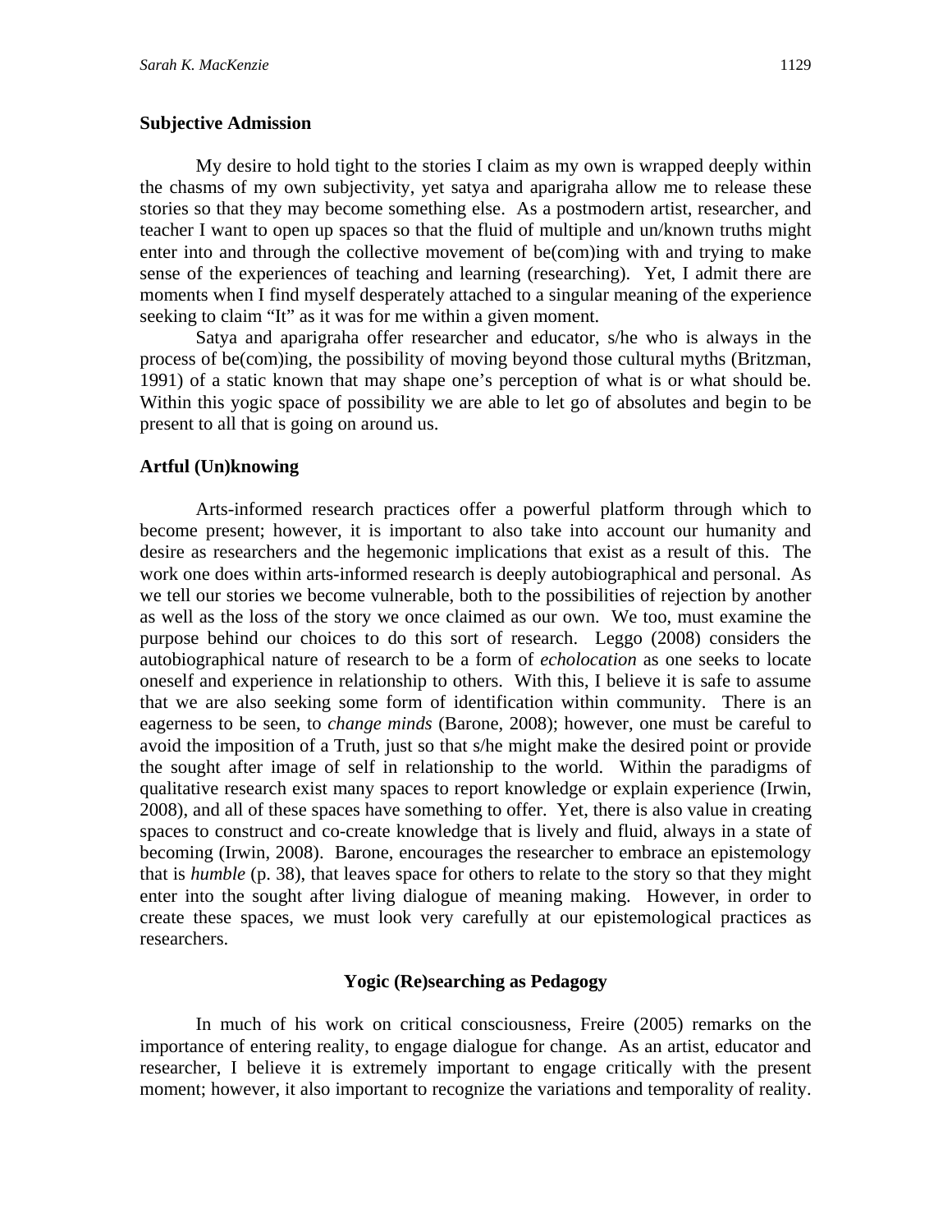**Subjective Admission**

My desire to hold tight to the stories I claim as my own is wrapped deeply within the chasms of my own subjectivity, yet satya and aparigraha allow me to release these stories so that they may become something else. As a postmodern artist, researcher, and teacher I want to open up spaces so that the fluid of multiple and un/known truths might enter into and through the collective movement of be(com)ing with and trying to make sense of the experiences of teaching and learning (researching). Yet, I admit there are moments when I find myself desperately attached to a singular meaning of the experience seeking to claim "It" as it was for me within a given moment.

Satya and aparigraha offer researcher and educator, s/he who is always in the process of be(com)ing, the possibility of moving beyond those cultural myths (Britzman, 1991) of a static known that may shape one's perception of what is or what should be. Within this yogic space of possibility we are able to let go of absolutes and begin to be present to all that is going on around us.

**Artful (Un)knowing**

Arts-informed research practices offer a powerful platform through which to become present; however, it is important to also take into account our humanity and desire as researchers and the hegemonic implications that exist as a result of this. The work one does within arts-informed research is deeply autobiographical and personal. As we tell our stories we become vulnerable, both to the possibilities of rejection by another as well as the loss of the story we once claimed as our own. We too, must examine the purpose behind our choices to do this sort of research. Leggo (2008) considers the autobiographical nature of research to be a form of *echolocation* as one seeks to locate oneself and experience in relationship to others. With this, I believe it is safe to assume that we are also seeking some form of identification within community. There is an eagerness to be seen, to *change minds* (Barone, 2008); however, one must be careful to avoid the imposition of a Truth, just so that s/he might make the desired point or provide the sought after image of self in relationship to the world. Within the paradigms of qualitative research exist many spaces to report knowledge or explain experience (Irwin, 2008), and all of these spaces have something to offer. Yet, there is also value in creating spaces to construct and co-create knowledge that is lively and fluid, always in a state of becoming (Irwin, 2008). Barone, encourages the researcher to embrace an epistemology that is *humble* (p. 38), that leaves space for others to relate to the story so that they might enter into the sought after living dialogue of meaning making. However, in order to create these spaces, we must look very carefully at our epistemological practices as researchers.

**Yogic (Re)searching as Pedagogy**

In much of his work on critical consciousness, Freire (2005) remarks on the importance of entering reality, to engage dialogue for change. As an artist, educator and researcher, I believe it is extremely important to engage critically with the present moment; however, it also important to recognize the variations and temporality of reality.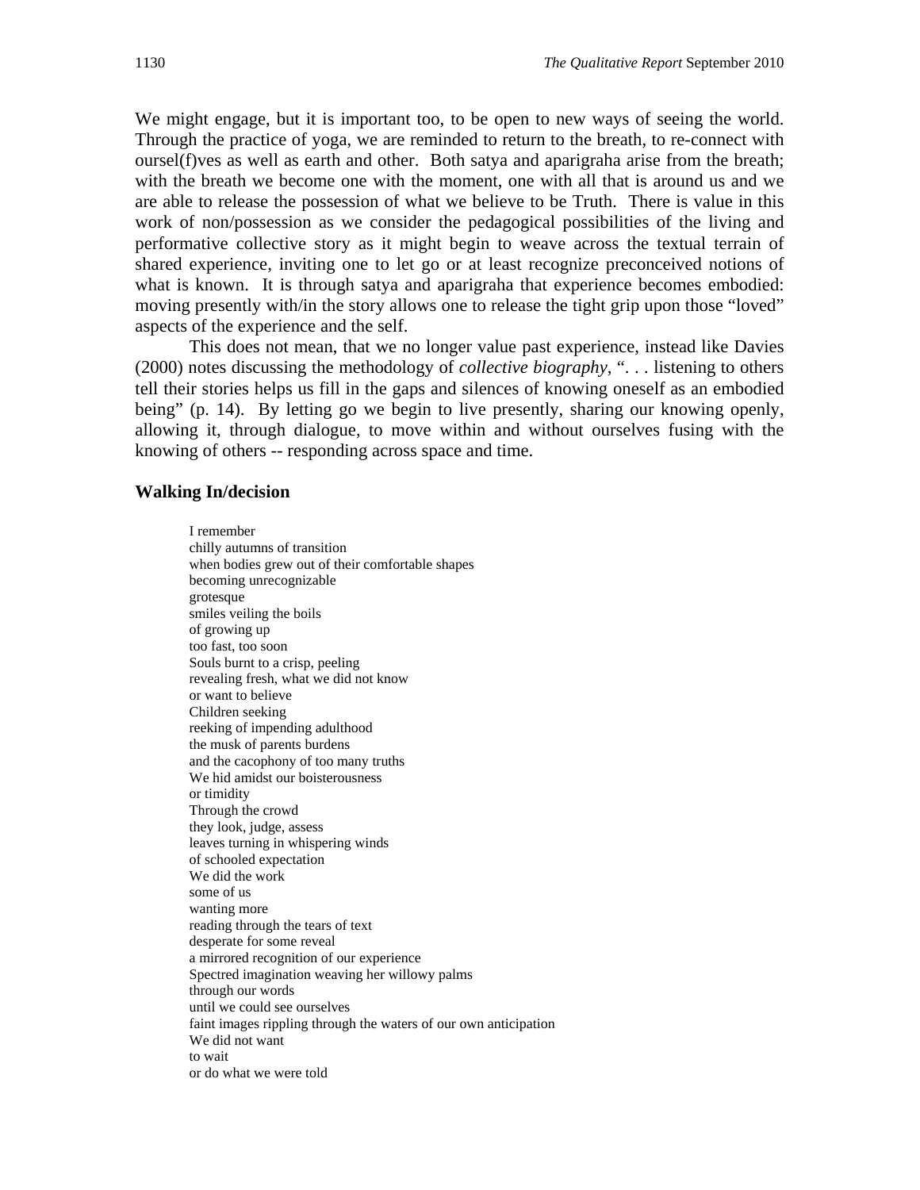We might engage, but it is important too, to be open to new ways of seeing the world. Through the practice of yoga, we are reminded to return to the breath, to re-connect with oursel(f)ves as well as earth and other. Both satya and aparigraha arise from the breath; with the breath we become one with the moment, one with all that is around us and we are able to release the possession of what we believe to be Truth. There is value in this work of non/possession as we consider the pedagogical possibilities of the living and performative collective story as it might begin to weave across the textual terrain of shared experience, inviting one to let go or at least recognize preconceived notions of what is known. It is through satya and aparigraha that experience becomes embodied: moving presently with/in the story allows one to release the tight grip upon those "loved" aspects of the experience and the self.

This does not mean, that we no longer value past experience, instead like Davies (2000) notes discussing the methodology of *collective biography*, ". . . listening to others tell their stories helps us fill in the gaps and silences of knowing oneself as an embodied being" (p. 14). By letting go we begin to live presently, sharing our knowing openly, allowing it, through dialogue, to move within and without ourselves fusing with the knowing of others -- responding across space and time.

**Walking In/decision**

I remember  
chilly autumns of transition  
when bodies grew out of their comfortable shapes  
becoming unrecognizable  
grotesque  
smiles veiling the boils  
of growing up  
too fast, too soon  
Souls burnt to a crisp, peeling  
revealing fresh, what we did not know  
or want to believe  
Children seeking  
reeking of impending adulthood  
the musk of parents burdens  
and the cacophony of too many truths  
We hid amidst our boisterousness  
or timidity  
Through the crowd  
they look, judge, assess  
leaves turning in whispering winds  
of schooled expectation  
We did the work  
some of us  
wanting more  
reading through the tears of text  
desperate for some reveal  
a mirrored recognition of our experience  
Spectred imagination weaving her willowy palms  
through our words  
until we could see ourselves  
faint images rippling through the waters of our own anticipation  
We did not want  
to wait  
or do what we were told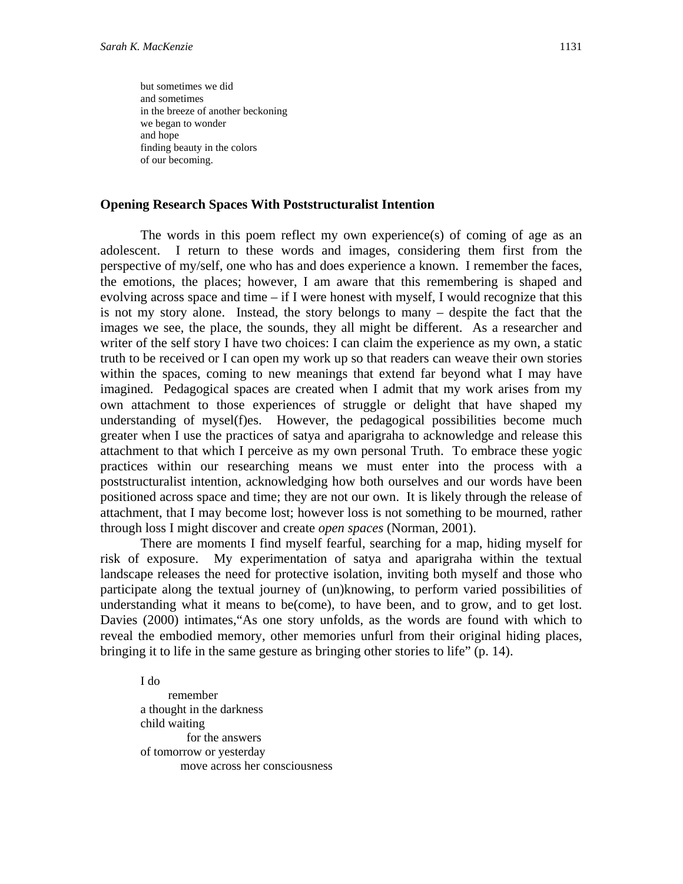but sometimes we did  
and sometimes  
in the breeze of another beckoning  
we began to wonder  
and hope  
finding beauty in the colors  
of our becoming.

## Opening Research Spaces With Poststructuralist Intention

The words in this poem reflect my own experience(s) of coming of age as an adolescent. I return to these words and images, considering them first from the perspective of my/self, one who has and does experience a known. I remember the faces, the emotions, the places; however, I am aware that this remembering is shaped and evolving across space and time – if I were honest with myself, I would recognize that this is not my story alone. Instead, the story belongs to many – despite the fact that the images we see, the place, the sounds, they all might be different. As a researcher and writer of the self story I have two choices: I can claim the experience as my own, a static truth to be received or I can open my work up so that readers can weave their own stories within the spaces, coming to new meanings that extend far beyond what I may have imagined. Pedagogical spaces are created when I admit that my work arises from my own attachment to those experiences of struggle or delight that have shaped my understanding of mysel(f)es. However, the pedagogical possibilities become much greater when I use the practices of satya and aparigraha to acknowledge and release this attachment to that which I perceive as my own personal Truth. To embrace these yogic practices within our researching means we must enter into the process with a poststructuralist intention, acknowledging how both ourselves and our words have been positioned across space and time; they are not our own. It is likely through the release of attachment, that I may become lost; however loss is not something to be mourned, rather through loss I might discover and create *open spaces* (Norman, 2001).

There are moments I find myself fearful, searching for a map, hiding myself for risk of exposure. My experimentation of satya and aparigraha within the textual landscape releases the need for protective isolation, inviting both myself and those who participate along the textual journey of (un)knowing, to perform varied possibilities of understanding what it means to be(come), to have been, and to grow, and to get lost. Davies (2000) intimates,"As one story unfolds, as the words are found with which to reveal the embodied memory, other memories unfurl from their original hiding places, bringing it to life in the same gesture as bringing other stories to life" (p. 14).

I do  
    remember  
a thought in the darkness  
child waiting  
        for the answers  
of tomorrow or yesterday  
      move across her consciousness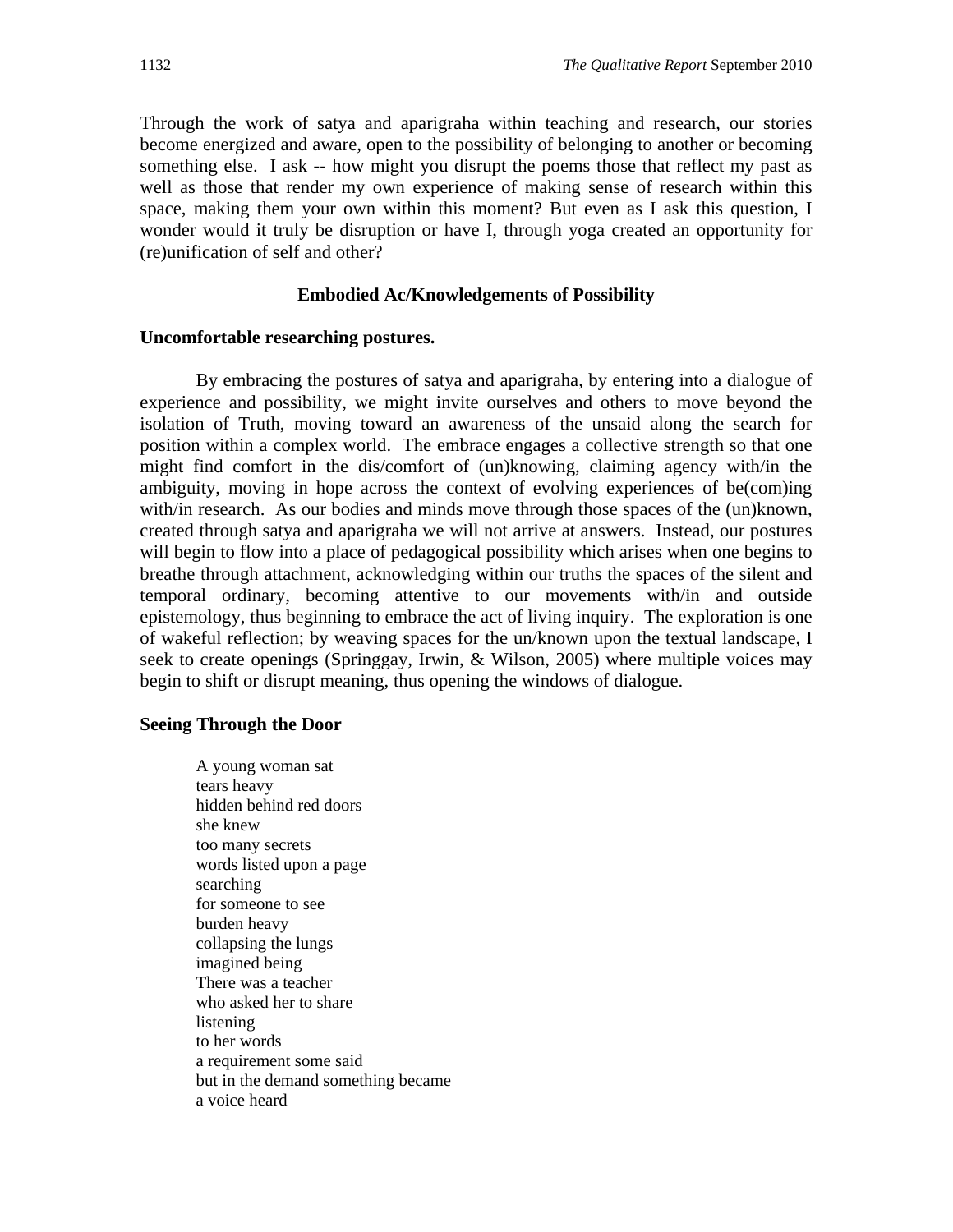Through the work of satya and aparigraha within teaching and research, our stories become energized and aware, open to the possibility of belonging to another or becoming something else. I ask -- how might you disrupt the poems those that reflect my past as well as those that render my own experience of making sense of research within this space, making them your own within this moment? But even as I ask this question, I wonder would it truly be disruption or have I, through yoga created an opportunity for (re)unification of self and other?

## Embodied Ac/Knowledgements of Possibility

### Uncomfortable researching postures.

By embracing the postures of satya and aparigraha, by entering into a dialogue of experience and possibility, we might invite ourselves and others to move beyond the isolation of Truth, moving toward an awareness of the unsaid along the search for position within a complex world. The embrace engages a collective strength so that one might find comfort in the dis/comfort of (un)knowing, claiming agency with/in the ambiguity, moving in hope across the context of evolving experiences of be(com)ing with/in research. As our bodies and minds move through those spaces of the (un)known, created through satya and aparigraha we will not arrive at answers. Instead, our postures will begin to flow into a place of pedagogical possibility which arises when one begins to breathe through attachment, acknowledging within our truths the spaces of the silent and temporal ordinary, becoming attentive to our movements with/in and outside epistemology, thus beginning to embrace the act of living inquiry. The exploration is one of wakeful reflection; by weaving spaces for the un/known upon the textual landscape, I seek to create openings (Springgay, Irwin, & Wilson, 2005) where multiple voices may begin to shift or disrupt meaning, thus opening the windows of dialogue.

### Seeing Through the Door

A young woman sat  
tears heavy  
hidden behind red doors  
she knew  
too many secrets  
words listed upon a page  
searching  
for someone to see  
burden heavy  
collapsing the lungs  
imagined being  
There was a teacher  
who asked her to share  
listening  
to her words  
a requirement some said  
but in the demand something became  
a voice heard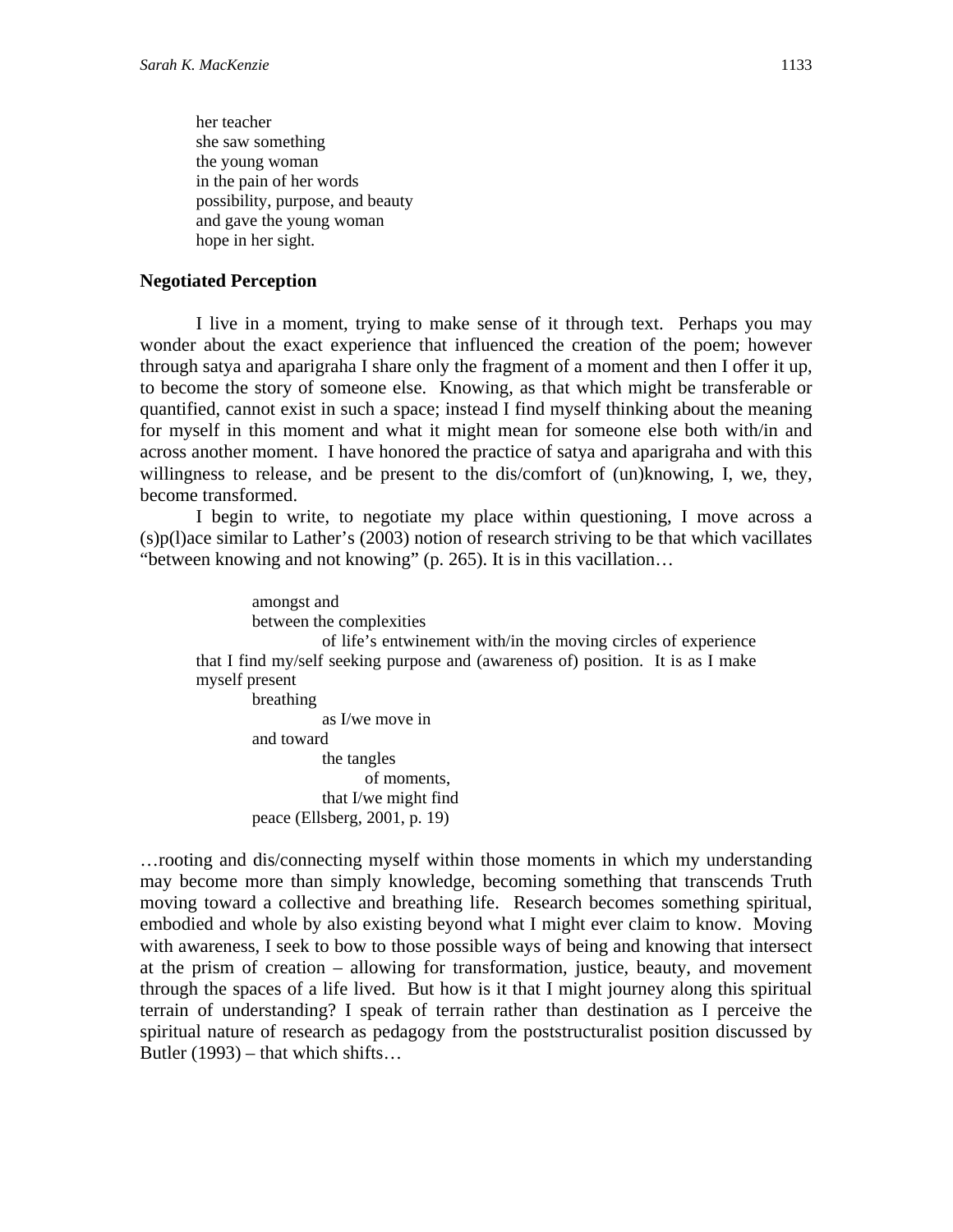her teacher  
she saw something  
the young woman  
in the pain of her words  
possibility, purpose, and beauty  
and gave the young woman  
hope in her sight.

## Negotiated Perception

I live in a moment, trying to make sense of it through text. Perhaps you may wonder about the exact experience that influenced the creation of the poem; however through satya and aparigraha I share only the fragment of a moment and then I offer it up, to become the story of someone else. Knowing, as that which might be transferable or quantified, cannot exist in such a space; instead I find myself thinking about the meaning for myself in this moment and what it might mean for someone else both with/in and across another moment. I have honored the practice of satya and aparigraha and with this willingness to release, and be present to the dis/comfort of (un)knowing, I, we, they, become transformed.

I begin to write, to negotiate my place within questioning, I move across a (s)p(l)ace similar to Lather's (2003) notion of research striving to be that which vacillates "between knowing and not knowing" (p. 265). It is in this vacillation…

> amongst and  
> between the complexities  
> of life's entwinement with/in the moving circles of experience  
> that I find my/self seeking purpose and (awareness of) position. It is as I make myself present  
> breathing  
> as I/we move in  
> and toward  
> the tangles  
> of moments,  
> that I/we might find  
> peace (Ellsberg, 2001, p. 19)

…rooting and dis/connecting myself within those moments in which my understanding may become more than simply knowledge, becoming something that transcends Truth moving toward a collective and breathing life. Research becomes something spiritual, embodied and whole by also existing beyond what I might ever claim to know. Moving with awareness, I seek to bow to those possible ways of being and knowing that intersect at the prism of creation – allowing for transformation, justice, beauty, and movement through the spaces of a life lived. But how is it that I might journey along this spiritual terrain of understanding? I speak of terrain rather than destination as I perceive the spiritual nature of research as pedagogy from the poststructuralist position discussed by Butler (1993) – that which shifts…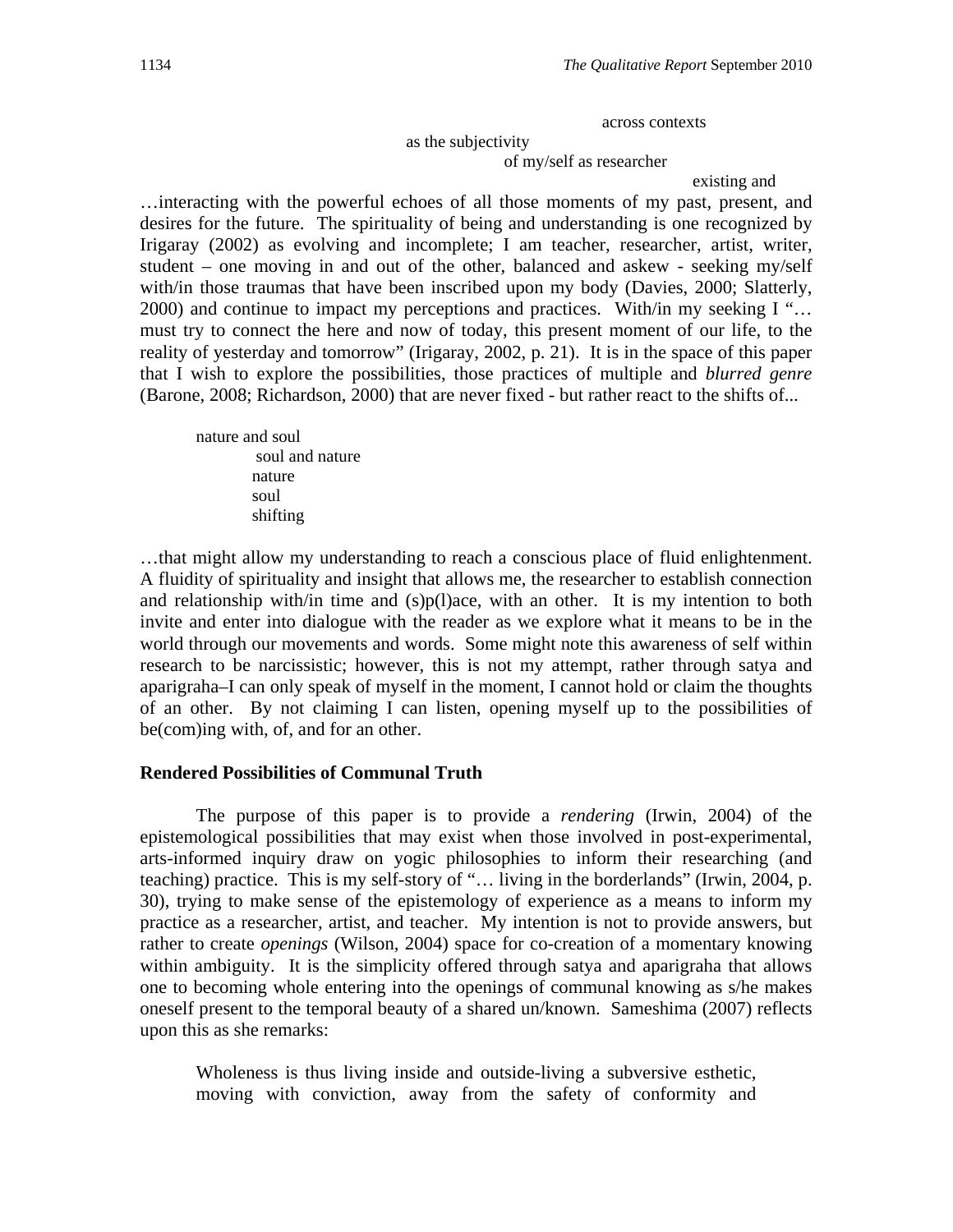across contexts

as the subjectivity

of my/self as researcher

existing and

…interacting with the powerful echoes of all those moments of my past, present, and desires for the future. The spirituality of being and understanding is one recognized by Irigaray (2002) as evolving and incomplete; I am teacher, researcher, artist, writer, student – one moving in and out of the other, balanced and askew - seeking my/self with/in those traumas that have been inscribed upon my body (Davies, 2000; Slatterly, 2000) and continue to impact my perceptions and practices. With/in my seeking I "… must try to connect the here and now of today, this present moment of our life, to the reality of yesterday and tomorrow" (Irigaray, 2002, p. 21). It is in the space of this paper that I wish to explore the possibilities, those practices of multiple and *blurred genre* (Barone, 2008; Richardson, 2000) that are never fixed - but rather react to the shifts of...

nature and soul  
soul and nature  
nature  
soul  
shifting

…that might allow my understanding to reach a conscious place of fluid enlightenment. A fluidity of spirituality and insight that allows me, the researcher to establish connection and relationship with/in time and (s)p(l)ace, with an other. It is my intention to both invite and enter into dialogue with the reader as we explore what it means to be in the world through our movements and words. Some might note this awareness of self within research to be narcissistic; however, this is not my attempt, rather through satya and aparigraha–I can only speak of myself in the moment, I cannot hold or claim the thoughts of an other. By not claiming I can listen, opening myself up to the possibilities of be(com)ing with, of, and for an other.

**Rendered Possibilities of Communal Truth**

The purpose of this paper is to provide a *rendering* (Irwin, 2004) of the epistemological possibilities that may exist when those involved in post-experimental, arts-informed inquiry draw on yogic philosophies to inform their researching (and teaching) practice. This is my self-story of "… living in the borderlands" (Irwin, 2004, p. 30), trying to make sense of the epistemology of experience as a means to inform my practice as a researcher, artist, and teacher. My intention is not to provide answers, but rather to create *openings* (Wilson, 2004) space for co-creation of a momentary knowing within ambiguity. It is the simplicity offered through satya and aparigraha that allows one to becoming whole entering into the openings of communal knowing as s/he makes oneself present to the temporal beauty of a shared un/known. Sameshima (2007) reflects upon this as she remarks:

> Wholeness is thus living inside and outside-living a subversive esthetic, moving with conviction, away from the safety of conformity and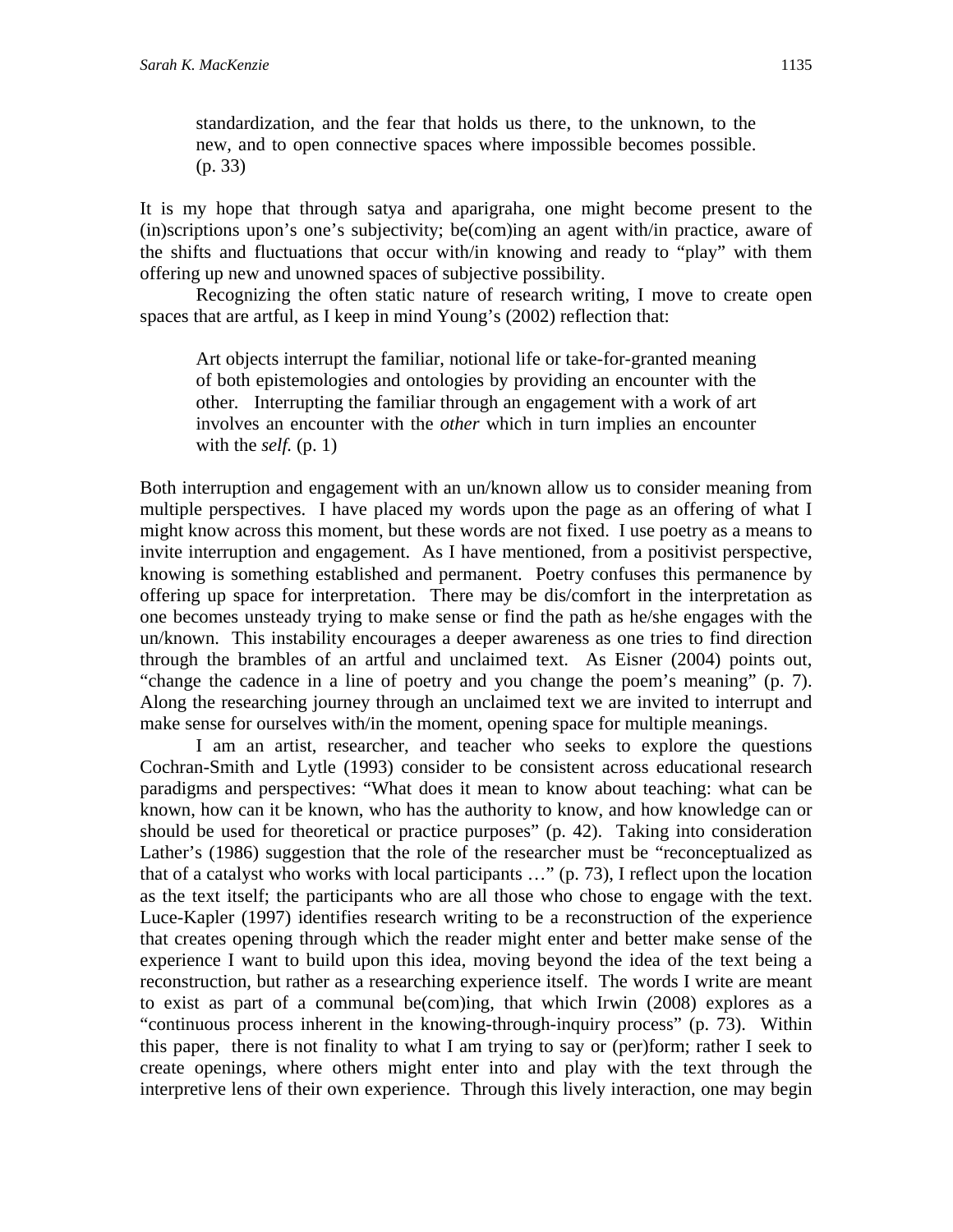> standardization, and the fear that holds us there, to the unknown, to the new, and to open connective spaces where impossible becomes possible. (p. 33)

It is my hope that through satya and aparigraha, one might become present to the (in)scriptions upon's one's subjectivity; be(com)ing an agent with/in practice, aware of the shifts and fluctuations that occur with/in knowing and ready to "play" with them offering up new and unowned spaces of subjective possibility.

Recognizing the often static nature of research writing, I move to create open spaces that are artful, as I keep in mind Young's (2002) reflection that:

> Art objects interrupt the familiar, notional life or take-for-granted meaning of both epistemologies and ontologies by providing an encounter with the other. Interrupting the familiar through an engagement with a work of art involves an encounter with the *other* which in turn implies an encounter with the *self.* (p. 1)

Both interruption and engagement with an un/known allow us to consider meaning from multiple perspectives. I have placed my words upon the page as an offering of what I might know across this moment, but these words are not fixed. I use poetry as a means to invite interruption and engagement. As I have mentioned, from a positivist perspective, knowing is something established and permanent. Poetry confuses this permanence by offering up space for interpretation. There may be dis/comfort in the interpretation as one becomes unsteady trying to make sense or find the path as he/she engages with the un/known. This instability encourages a deeper awareness as one tries to find direction through the brambles of an artful and unclaimed text. As Eisner (2004) points out, "change the cadence in a line of poetry and you change the poem's meaning" (p. 7). Along the researching journey through an unclaimed text we are invited to interrupt and make sense for ourselves with/in the moment, opening space for multiple meanings.

I am an artist, researcher, and teacher who seeks to explore the questions Cochran-Smith and Lytle (1993) consider to be consistent across educational research paradigms and perspectives: "What does it mean to know about teaching: what can be known, how can it be known, who has the authority to know, and how knowledge can or should be used for theoretical or practice purposes" (p. 42). Taking into consideration Lather's (1986) suggestion that the role of the researcher must be "reconceptualized as that of a catalyst who works with local participants …" (p. 73), I reflect upon the location as the text itself; the participants who are all those who chose to engage with the text. Luce-Kapler (1997) identifies research writing to be a reconstruction of the experience that creates opening through which the reader might enter and better make sense of the experience I want to build upon this idea, moving beyond the idea of the text being a reconstruction, but rather as a researching experience itself. The words I write are meant to exist as part of a communal be(com)ing, that which Irwin (2008) explores as a "continuous process inherent in the knowing-through-inquiry process" (p. 73). Within this paper, there is not finality to what I am trying to say or (per)form; rather I seek to create openings, where others might enter into and play with the text through the interpretive lens of their own experience. Through this lively interaction, one may begin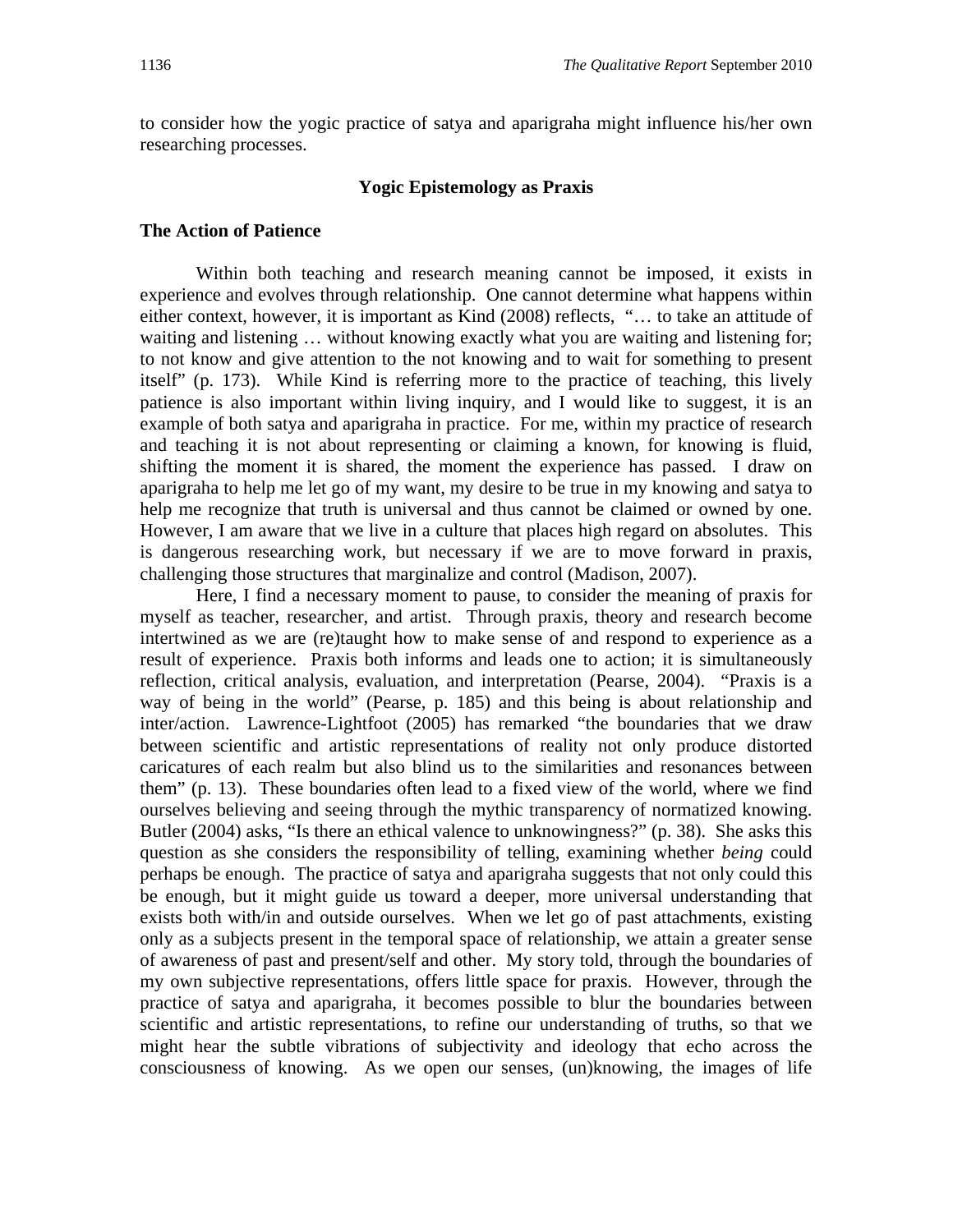to consider how the yogic practice of satya and aparigraha might influence his/her own researching processes.

## Yogic Epistemology as Praxis

### The Action of Patience

Within both teaching and research meaning cannot be imposed, it exists in experience and evolves through relationship. One cannot determine what happens within either context, however, it is important as Kind (2008) reflects, "… to take an attitude of waiting and listening … without knowing exactly what you are waiting and listening for; to not know and give attention to the not knowing and to wait for something to present itself" (p. 173). While Kind is referring more to the practice of teaching, this lively patience is also important within living inquiry, and I would like to suggest, it is an example of both satya and aparigraha in practice. For me, within my practice of research and teaching it is not about representing or claiming a known, for knowing is fluid, shifting the moment it is shared, the moment the experience has passed. I draw on aparigraha to help me let go of my want, my desire to be true in my knowing and satya to help me recognize that truth is universal and thus cannot be claimed or owned by one. However, I am aware that we live in a culture that places high regard on absolutes. This is dangerous researching work, but necessary if we are to move forward in praxis, challenging those structures that marginalize and control (Madison, 2007).

Here, I find a necessary moment to pause, to consider the meaning of praxis for myself as teacher, researcher, and artist. Through praxis, theory and research become intertwined as we are (re)taught how to make sense of and respond to experience as a result of experience. Praxis both informs and leads one to action; it is simultaneously reflection, critical analysis, evaluation, and interpretation (Pearse, 2004). "Praxis is a way of being in the world" (Pearse, p. 185) and this being is about relationship and inter/action. Lawrence-Lightfoot (2005) has remarked "the boundaries that we draw between scientific and artistic representations of reality not only produce distorted caricatures of each realm but also blind us to the similarities and resonances between them" (p. 13). These boundaries often lead to a fixed view of the world, where we find ourselves believing and seeing through the mythic transparency of normatized knowing. Butler (2004) asks, "Is there an ethical valence to unknowingness?" (p. 38). She asks this question as she considers the responsibility of telling, examining whether *being* could perhaps be enough. The practice of satya and aparigraha suggests that not only could this be enough, but it might guide us toward a deeper, more universal understanding that exists both with/in and outside ourselves. When we let go of past attachments, existing only as a subjects present in the temporal space of relationship, we attain a greater sense of awareness of past and present/self and other. My story told, through the boundaries of my own subjective representations, offers little space for praxis. However, through the practice of satya and aparigraha, it becomes possible to blur the boundaries between scientific and artistic representations, to refine our understanding of truths, so that we might hear the subtle vibrations of subjectivity and ideology that echo across the consciousness of knowing. As we open our senses, (un)knowing, the images of life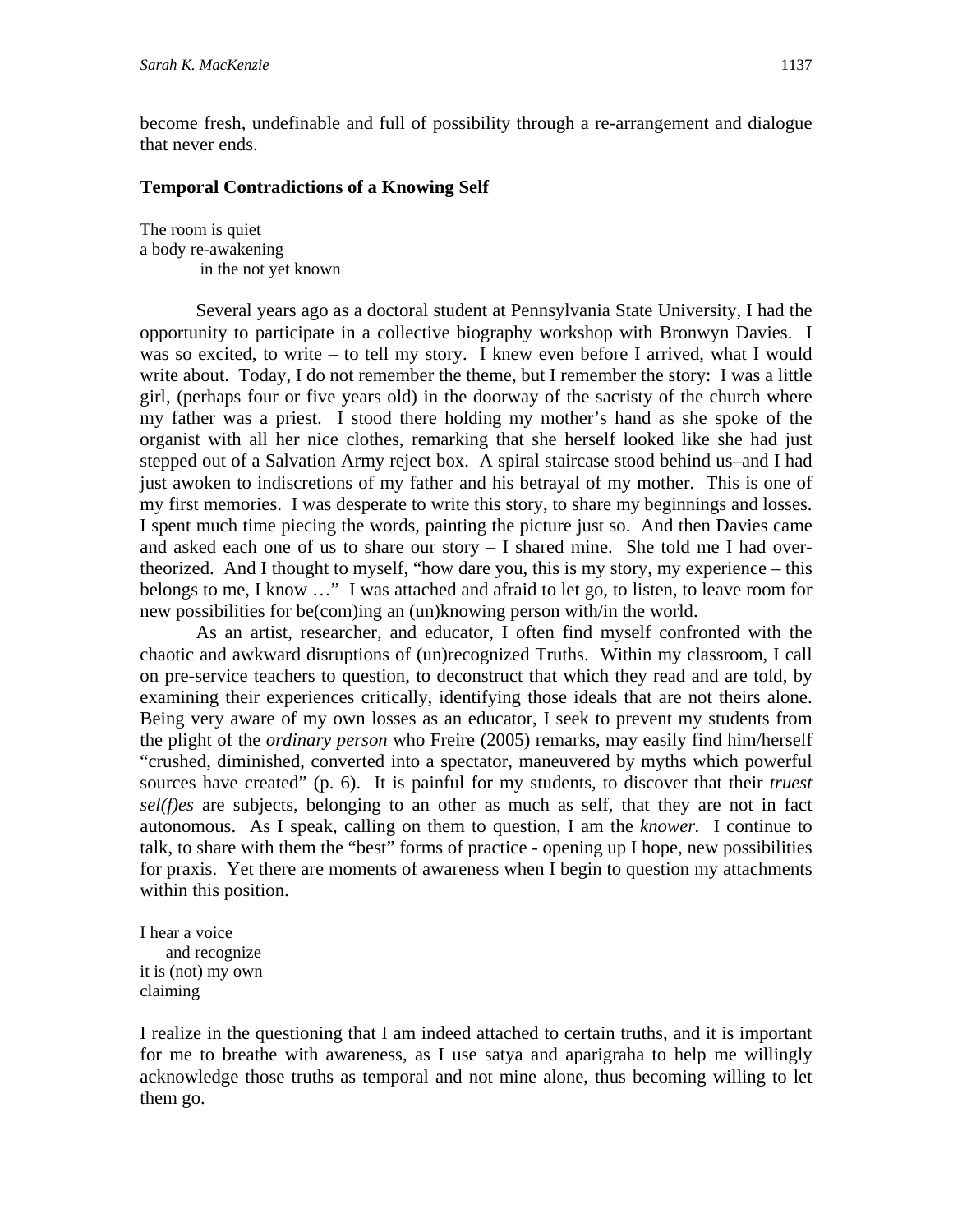become fresh, undefinable and full of possibility through a re-arrangement and dialogue that never ends.

### Temporal Contradictions of a Knowing Self

The room is quiet  
a body re-awakening  
     in the not yet known

Several years ago as a doctoral student at Pennsylvania State University, I had the opportunity to participate in a collective biography workshop with Bronwyn Davies. I was so excited, to write – to tell my story. I knew even before I arrived, what I would write about. Today, I do not remember the theme, but I remember the story: I was a little girl, (perhaps four or five years old) in the doorway of the sacristy of the church where my father was a priest. I stood there holding my mother's hand as she spoke of the organist with all her nice clothes, remarking that she herself looked like she had just stepped out of a Salvation Army reject box. A spiral staircase stood behind us–and I had just awoken to indiscretions of my father and his betrayal of my mother. This is one of my first memories. I was desperate to write this story, to share my beginnings and losses. I spent much time piecing the words, painting the picture just so. And then Davies came and asked each one of us to share our story – I shared mine. She told me I had over-theorized. And I thought to myself, "how dare you, this is my story, my experience – this belongs to me, I know …" I was attached and afraid to let go, to listen, to leave room for new possibilities for be(com)ing an (un)knowing person with/in the world.

As an artist, researcher, and educator, I often find myself confronted with the chaotic and awkward disruptions of (un)recognized Truths. Within my classroom, I call on pre-service teachers to question, to deconstruct that which they read and are told, by examining their experiences critically, identifying those ideals that are not theirs alone. Being very aware of my own losses as an educator, I seek to prevent my students from the plight of the *ordinary person* who Freire (2005) remarks, may easily find him/herself "crushed, diminished, converted into a spectator, maneuvered by myths which powerful sources have created" (p. 6). It is painful for my students, to discover that their *truest sel(f)es* are subjects, belonging to an other as much as self, that they are not in fact autonomous. As I speak, calling on them to question, I am the *knower.* I continue to talk, to share with them the "best" forms of practice - opening up I hope, new possibilities for praxis. Yet there are moments of awareness when I begin to question my attachments within this position.

I hear a voice  
  and recognize  
it is (not) my own  
claiming

I realize in the questioning that I am indeed attached to certain truths, and it is important for me to breathe with awareness, as I use satya and aparigraha to help me willingly acknowledge those truths as temporal and not mine alone, thus becoming willing to let them go.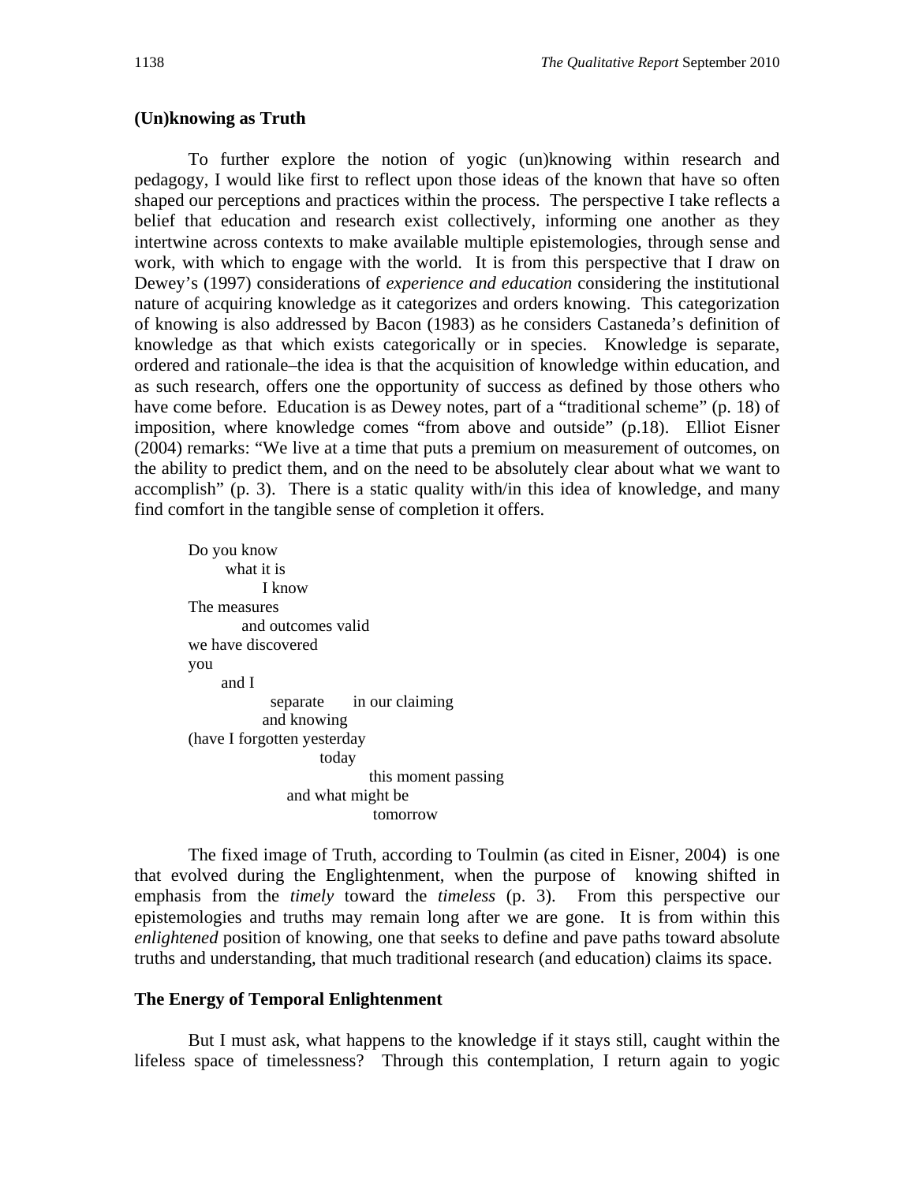## (Un)knowing as Truth

To further explore the notion of yogic (un)knowing within research and pedagogy, I would like first to reflect upon those ideas of the known that have so often shaped our perceptions and practices within the process. The perspective I take reflects a belief that education and research exist collectively, informing one another as they intertwine across contexts to make available multiple epistemologies, through sense and work, with which to engage with the world. It is from this perspective that I draw on Dewey's (1997) considerations of *experience and education* considering the institutional nature of acquiring knowledge as it categorizes and orders knowing. This categorization of knowing is also addressed by Bacon (1983) as he considers Castaneda's definition of knowledge as that which exists categorically or in species. Knowledge is separate, ordered and rationale–the idea is that the acquisition of knowledge within education, and as such research, offers one the opportunity of success as defined by those others who have come before. Education is as Dewey notes, part of a "traditional scheme" (p. 18) of imposition, where knowledge comes "from above and outside" (p.18). Elliot Eisner (2004) remarks: "We live at a time that puts a premium on measurement of outcomes, on the ability to predict them, and on the need to be absolutely clear about what we want to accomplish" (p. 3). There is a static quality with/in this idea of knowledge, and many find comfort in the tangible sense of completion it offers.

Do you know
    what it is
        I know
The measures
    and outcomes valid
we have discovered
you
    and I
        separate    in our claiming
        and knowing
(have I forgotten yesterday
            today
                this moment passing
        and what might be
                tomorrow

The fixed image of Truth, according to Toulmin (as cited in Eisner, 2004) is one that evolved during the Englightenment, when the purpose of knowing shifted in emphasis from the *timely* toward the *timeless* (p. 3). From this perspective our epistemologies and truths may remain long after we are gone. It is from within this *enlightened* position of knowing, one that seeks to define and pave paths toward absolute truths and understanding, that much traditional research (and education) claims its space.

## The Energy of Temporal Enlightenment

But I must ask, what happens to the knowledge if it stays still, caught within the lifeless space of timelessness? Through this contemplation, I return again to yogic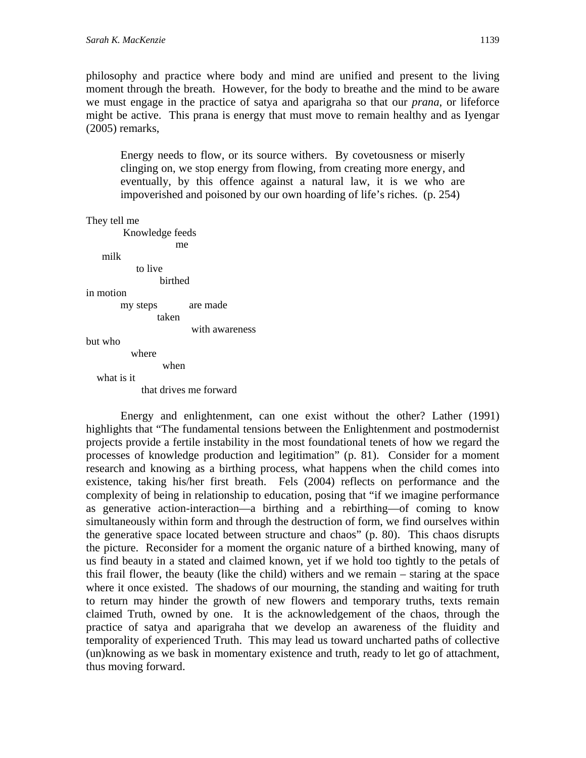philosophy and practice where body and mind are unified and present to the living moment through the breath. However, for the body to breathe and the mind to be aware we must engage in the practice of satya and aparigraha so that our *prana*, or lifeforce might be active. This prana is energy that must move to remain healthy and as Iyengar (2005) remarks,

> Energy needs to flow, or its source withers. By covetousness or miserly clinging on, we stop energy from flowing, from creating more energy, and eventually, by this offence against a natural law, it is we who are impoverished and poisoned by our own hoarding of life's riches. (p. 254)

They tell me  
Knowledge feeds  
me  
milk  
to live  
birthed  
in motion  
my steps are made  
taken  
with awareness  
but who  
where  
when  
what is it  
that drives me forward

Energy and enlightenment, can one exist without the other? Lather (1991) highlights that "The fundamental tensions between the Enlightenment and postmodernist projects provide a fertile instability in the most foundational tenets of how we regard the processes of knowledge production and legitimation" (p. 81). Consider for a moment research and knowing as a birthing process, what happens when the child comes into existence, taking his/her first breath. Fels (2004) reflects on performance and the complexity of being in relationship to education, posing that "if we imagine performance as generative action-interaction—a birthing and a rebirthing—of coming to know simultaneously within form and through the destruction of form, we find ourselves within the generative space located between structure and chaos" (p. 80). This chaos disrupts the picture. Reconsider for a moment the organic nature of a birthed knowing, many of us find beauty in a stated and claimed known, yet if we hold too tightly to the petals of this frail flower, the beauty (like the child) withers and we remain – staring at the space where it once existed. The shadows of our mourning, the standing and waiting for truth to return may hinder the growth of new flowers and temporary truths, texts remain claimed Truth, owned by one. It is the acknowledgement of the chaos, through the practice of satya and aparigraha that we develop an awareness of the fluidity and temporality of experienced Truth. This may lead us toward uncharted paths of collective (un)knowing as we bask in momentary existence and truth, ready to let go of attachment, thus moving forward.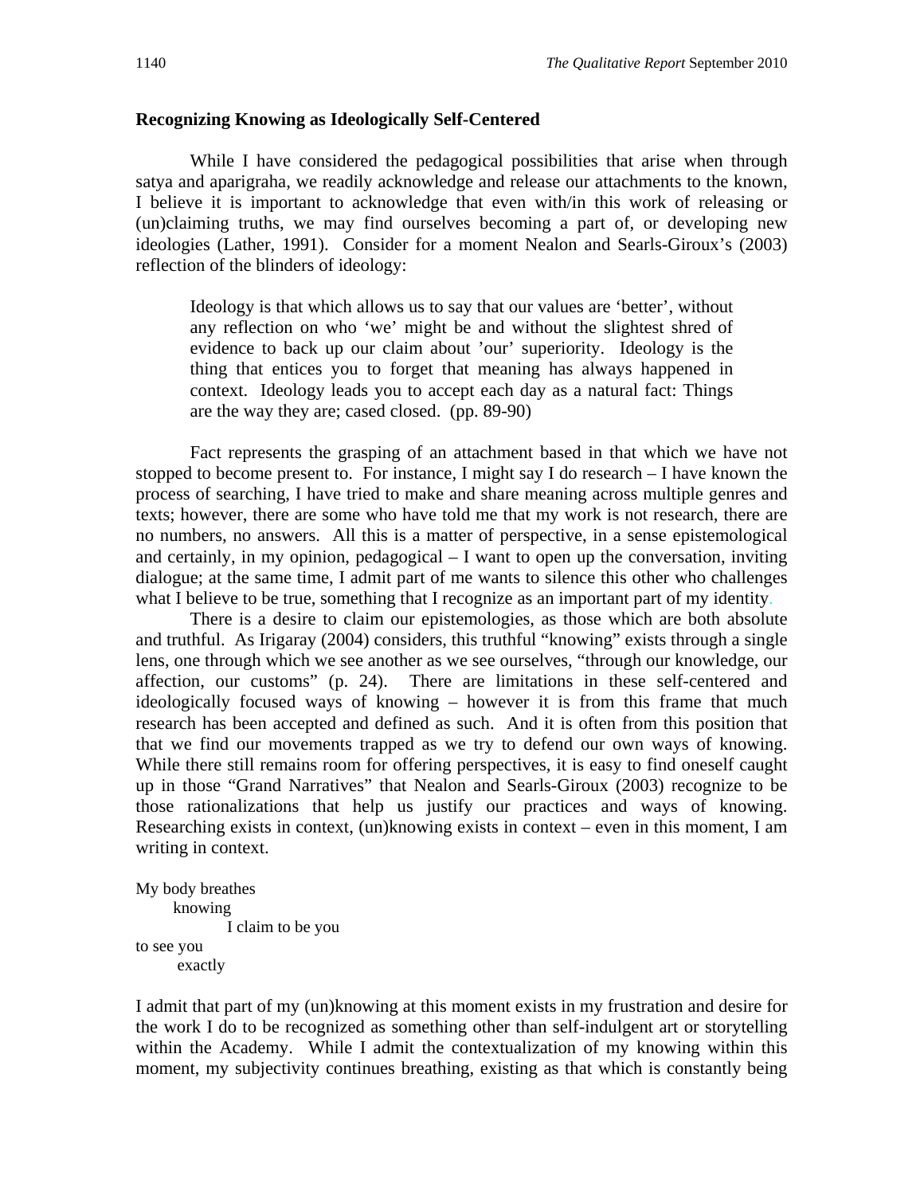**Recognizing Knowing as Ideologically Self-Centered**

While I have considered the pedagogical possibilities that arise when through satya and aparigraha, we readily acknowledge and release our attachments to the known, I believe it is important to acknowledge that even with/in this work of releasing or (un)claiming truths, we may find ourselves becoming a part of, or developing new ideologies (Lather, 1991). Consider for a moment Nealon and Searls-Giroux's (2003) reflection of the blinders of ideology:

> Ideology is that which allows us to say that our values are 'better', without any reflection on who 'we' might be and without the slightest shred of evidence to back up our claim about 'our' superiority. Ideology is the thing that entices you to forget that meaning has always happened in context. Ideology leads you to accept each day as a natural fact: Things are the way they are; cased closed. (pp. 89-90)

Fact represents the grasping of an attachment based in that which we have not stopped to become present to. For instance, I might say I do research – I have known the process of searching, I have tried to make and share meaning across multiple genres and texts; however, there are some who have told me that my work is not research, there are no numbers, no answers. All this is a matter of perspective, in a sense epistemological and certainly, in my opinion, pedagogical – I want to open up the conversation, inviting dialogue; at the same time, I admit part of me wants to silence this other who challenges what I believe to be true, something that I recognize as an important part of my identity.

There is a desire to claim our epistemologies, as those which are both absolute and truthful. As Irigaray (2004) considers, this truthful "knowing" exists through a single lens, one through which we see another as we see ourselves, "through our knowledge, our affection, our customs" (p. 24). There are limitations in these self-centered and ideologically focused ways of knowing – however it is from this frame that much research has been accepted and defined as such. And it is often from this position that that we find our movements trapped as we try to defend our own ways of knowing. While there still remains room for offering perspectives, it is easy to find oneself caught up in those "Grand Narratives" that Nealon and Searls-Giroux (2003) recognize to be those rationalizations that help us justify our practices and ways of knowing. Researching exists in context, (un)knowing exists in context – even in this moment, I am writing in context.

My body breathes
knowing
I claim to be you
to see you
exactly

I admit that part of my (un)knowing at this moment exists in my frustration and desire for the work I do to be recognized as something other than self-indulgent art or storytelling within the Academy. While I admit the contextualization of my knowing within this moment, my subjectivity continues breathing, existing as that which is constantly being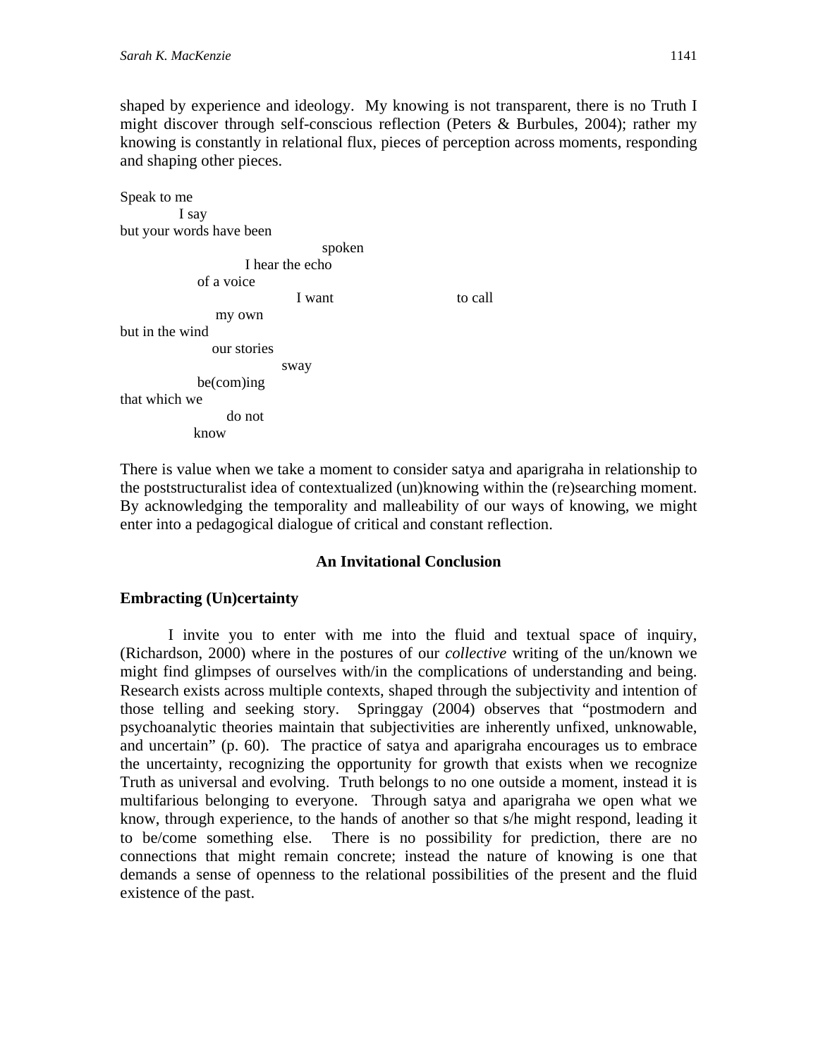shaped by experience and ideology. My knowing is not transparent, there is no Truth I might discover through self-conscious reflection (Peters & Burbules, 2004); rather my knowing is constantly in relational flux, pieces of perception across moments, responding and shaping other pieces.

Speak to me  
I say  
but your words have been  
spoken  
I hear the echo  
of a voice  
I want to call  
my own  
but in the wind  
our stories  
sway  
be(com)ing  
that which we  
do not  
know

There is value when we take a moment to consider satya and aparigraha in relationship to the poststructuralist idea of contextualized (un)knowing within the (re)searching moment. By acknowledging the temporality and malleability of our ways of knowing, we might enter into a pedagogical dialogue of critical and constant reflection.

## An Invitational Conclusion

### Embracting (Un)certainty

I invite you to enter with me into the fluid and textual space of inquiry, (Richardson, 2000) where in the postures of our *collective* writing of the un/known we might find glimpses of ourselves with/in the complications of understanding and being. Research exists across multiple contexts, shaped through the subjectivity and intention of those telling and seeking story. Springgay (2004) observes that "postmodern and psychoanalytic theories maintain that subjectivities are inherently unfixed, unknowable, and uncertain" (p. 60). The practice of satya and aparigraha encourages us to embrace the uncertainty, recognizing the opportunity for growth that exists when we recognize Truth as universal and evolving. Truth belongs to no one outside a moment, instead it is multifarious belonging to everyone. Through satya and aparigraha we open what we know, through experience, to the hands of another so that s/he might respond, leading it to be/come something else. There is no possibility for prediction, there are no connections that might remain concrete; instead the nature of knowing is one that demands a sense of openness to the relational possibilities of the present and the fluid existence of the past.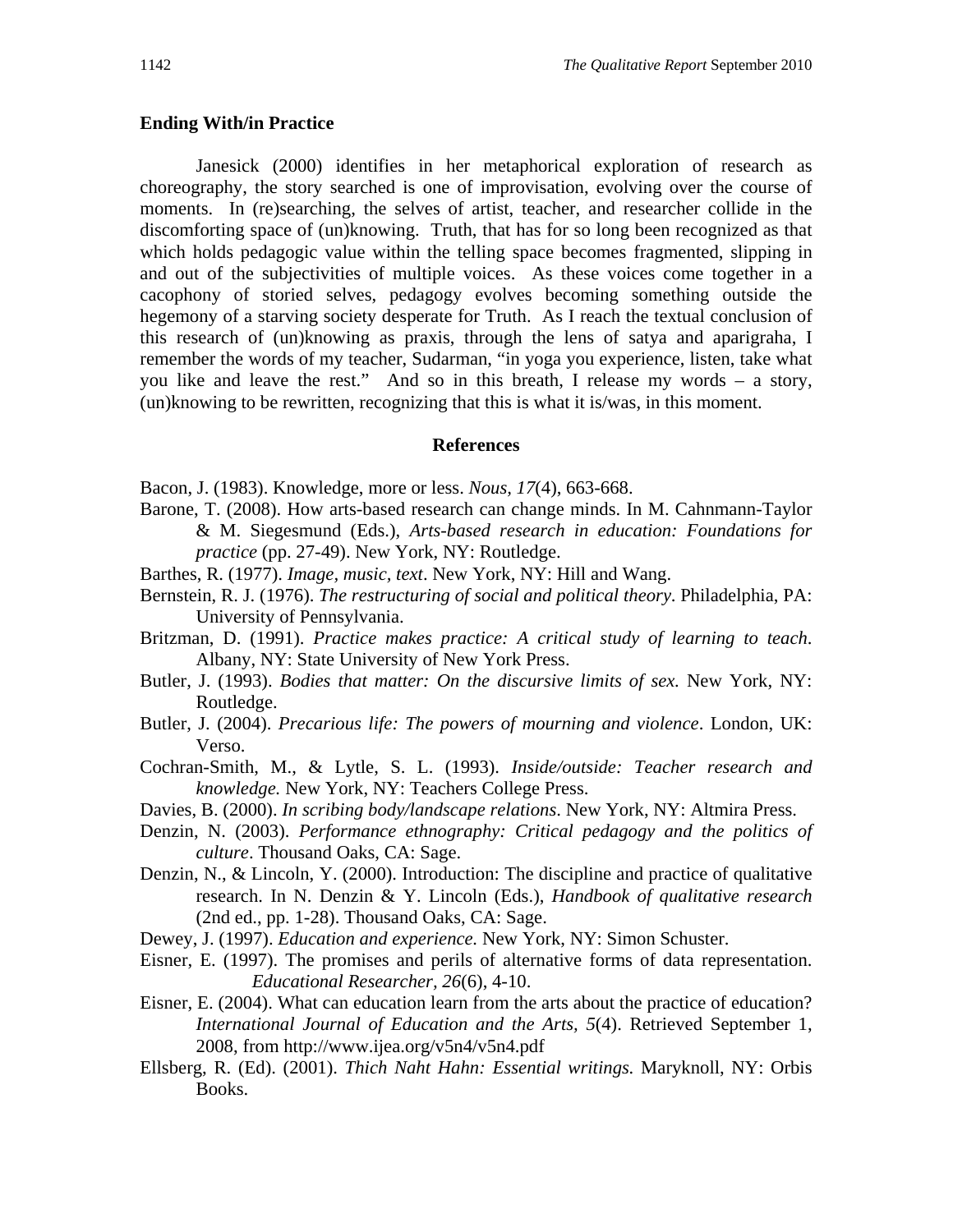## Ending With/in Practice

Janesick (2000) identifies in her metaphorical exploration of research as choreography, the story searched is one of improvisation, evolving over the course of moments. In (re)searching, the selves of artist, teacher, and researcher collide in the discomforting space of (un)knowing. Truth, that has for so long been recognized as that which holds pedagogic value within the telling space becomes fragmented, slipping in and out of the subjectivities of multiple voices. As these voices come together in a cacophony of storied selves, pedagogy evolves becoming something outside the hegemony of a starving society desperate for Truth. As I reach the textual conclusion of this research of (un)knowing as praxis, through the lens of satya and aparigraha, I remember the words of my teacher, Sudarman, "in yoga you experience, listen, take what you like and leave the rest." And so in this breath, I release my words – a story, (un)knowing to be rewritten, recognizing that this is what it is/was, in this moment.

## References

Bacon, J. (1983). Knowledge, more or less. *Nous*, *17*(4), 663-668.

Barone, T. (2008). How arts-based research can change minds. In M. Cahnmann-Taylor & M. Siegesmund (Eds.), *Arts-based research in education: Foundations for practice* (pp. 27-49). New York, NY: Routledge.

Barthes, R. (1977). *Image, music, text*. New York, NY: Hill and Wang.

Bernstein, R. J. (1976). *The restructuring of social and political theory*. Philadelphia, PA: University of Pennsylvania.

Britzman, D. (1991). *Practice makes practice: A critical study of learning to teach.* Albany, NY: State University of New York Press.

Butler, J. (1993). *Bodies that matter: On the discursive limits of sex.* New York, NY: Routledge.

Butler, J. (2004). *Precarious life: The powers of mourning and violence*. London, UK: Verso.

Cochran-Smith, M., & Lytle, S. L. (1993). *Inside/outside: Teacher research and knowledge.* New York, NY: Teachers College Press.

Davies, B. (2000). *In scribing body/landscape relations*. New York, NY: Altmira Press.

Denzin, N. (2003). *Performance ethnography: Critical pedagogy and the politics of culture*. Thousand Oaks, CA: Sage.

Denzin, N., & Lincoln, Y. (2000). Introduction: The discipline and practice of qualitative research. In N. Denzin & Y. Lincoln (Eds.), *Handbook of qualitative research* (2nd ed., pp. 1-28). Thousand Oaks, CA: Sage.

Dewey, J. (1997). *Education and experience.* New York, NY: Simon Schuster.

Eisner, E. (1997). The promises and perils of alternative forms of data representation. *Educational Researcher*, *26*(6), 4-10.

Eisner, E. (2004). What can education learn from the arts about the practice of education? *International Journal of Education and the Arts, 5*(4). Retrieved September 1, 2008, from http://www.ijea.org/v5n4/v5n4.pdf

Ellsberg, R. (Ed). (2001). *Thich Naht Hahn: Essential writings.* Maryknoll, NY: Orbis Books.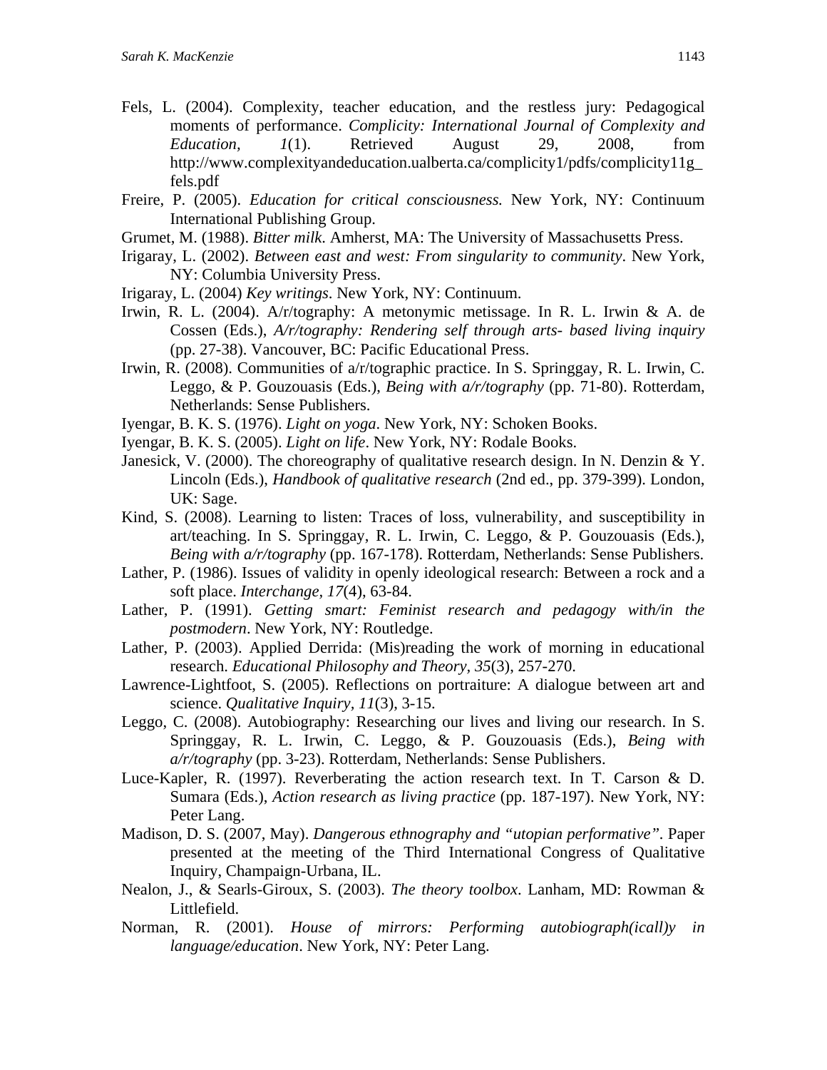Fels, L. (2004). Complexity, teacher education, and the restless jury: Pedagogical moments of performance. *Complicity: International Journal of Complexity and Education, 1*(1). Retrieved August 29, 2008, from http://www.complexityandeducation.ualberta.ca/complicity1/pdfs/complicity11g_fels.pdf

Freire, P. (2005). *Education for critical consciousness.* New York, NY: Continuum International Publishing Group.

Grumet, M. (1988). *Bitter milk*. Amherst, MA: The University of Massachusetts Press.

Irigaray, L. (2002). *Between east and west: From singularity to community*. New York, NY: Columbia University Press.

Irigaray, L. (2004) *Key writings*. New York, NY: Continuum.

Irwin, R. L. (2004). A/r/tography: A metonymic metissage. In R. L. Irwin & A. de Cossen (Eds.), *A/r/tography: Rendering self through arts- based living inquiry* (pp. 27-38). Vancouver, BC: Pacific Educational Press.

Irwin, R. (2008). Communities of a/r/tographic practice. In S. Springgay, R. L. Irwin, C. Leggo, & P. Gouzouasis (Eds.), *Being with a/r/tography* (pp. 71-80). Rotterdam, Netherlands: Sense Publishers.

Iyengar, B. K. S. (1976). *Light on yoga*. New York, NY: Schoken Books.

Iyengar, B. K. S. (2005). *Light on life*. New York, NY: Rodale Books.

Janesick, V. (2000). The choreography of qualitative research design. In N. Denzin & Y. Lincoln (Eds.), *Handbook of qualitative research* (2nd ed., pp. 379-399). London, UK: Sage.

Kind, S. (2008). Learning to listen: Traces of loss, vulnerability, and susceptibility in art/teaching. In S. Springgay, R. L. Irwin, C. Leggo, & P. Gouzouasis (Eds.), *Being with a/r/tography* (pp. 167-178). Rotterdam, Netherlands: Sense Publishers.

Lather, P. (1986). Issues of validity in openly ideological research: Between a rock and a soft place. *Interchange, 17*(4), 63-84.

Lather, P. (1991). *Getting smart: Feminist research and pedagogy with/in the postmodern*. New York, NY: Routledge.

Lather, P. (2003). Applied Derrida: (Mis)reading the work of morning in educational research. *Educational Philosophy and Theory, 35*(3), 257-270.

Lawrence-Lightfoot, S. (2005). Reflections on portraiture: A dialogue between art and science. *Qualitative Inquiry, 11*(3), 3-15.

Leggo, C. (2008). Autobiography: Researching our lives and living our research. In S. Springgay, R. L. Irwin, C. Leggo, & P. Gouzouasis (Eds.), *Being with a/r/tography* (pp. 3-23). Rotterdam, Netherlands: Sense Publishers.

Luce-Kapler, R. (1997). Reverberating the action research text. In T. Carson & D. Sumara (Eds.), *Action research as living practice* (pp. 187-197). New York, NY: Peter Lang.

Madison, D. S. (2007, May). *Dangerous ethnography and "utopian performative"*. Paper presented at the meeting of the Third International Congress of Qualitative Inquiry, Champaign-Urbana, IL.

Nealon, J., & Searls-Giroux, S. (2003). *The theory toolbox*. Lanham, MD: Rowman & Littlefield.

Norman, R. (2001). *House of mirrors: Performing autobiograph(icall)y in language/education*. New York, NY: Peter Lang.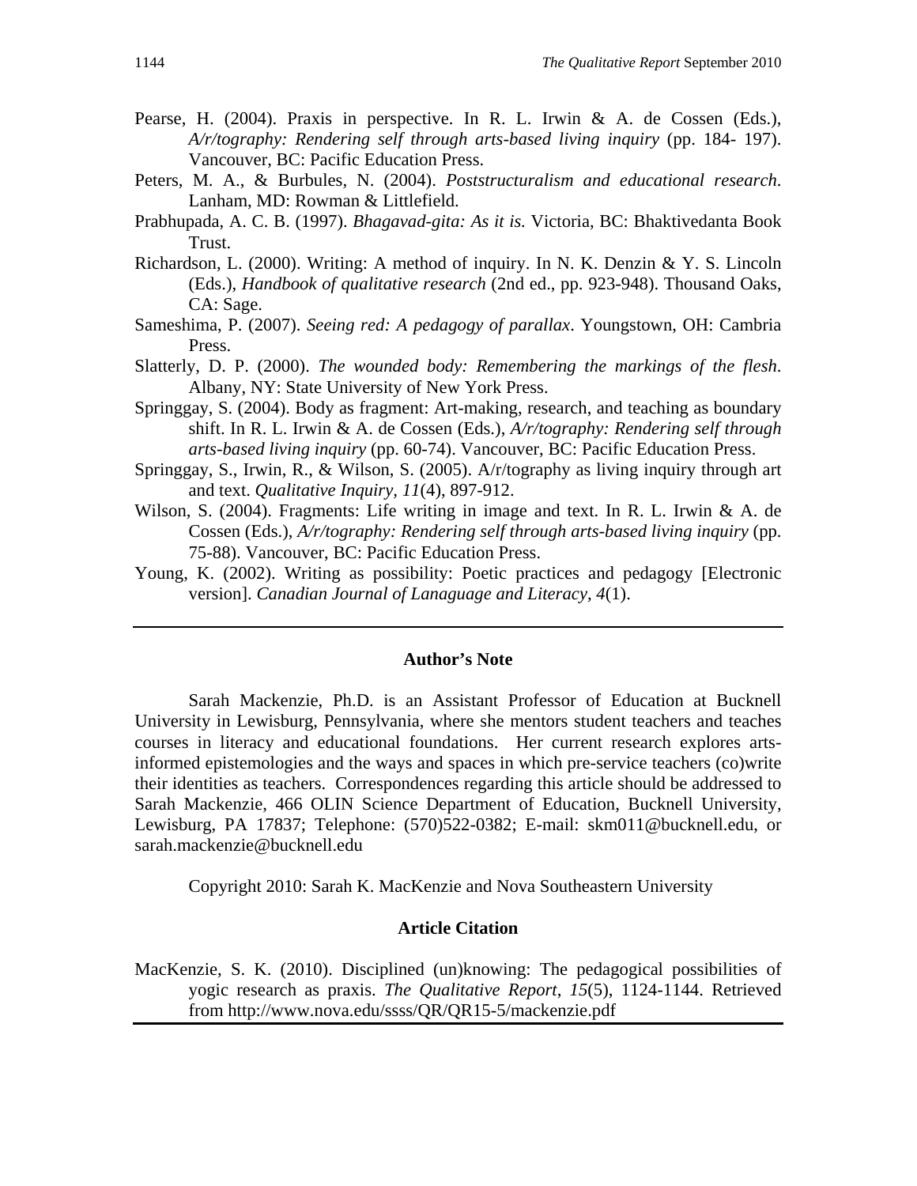Pearse, H. (2004). Praxis in perspective. In R. L. Irwin & A. de Cossen (Eds.), *A/r/tography: Rendering self through arts-based living inquiry* (pp. 184- 197). Vancouver, BC: Pacific Education Press.

Peters, M. A., & Burbules, N. (2004). *Poststructuralism and educational research*. Lanham, MD: Rowman & Littlefield.

Prabhupada, A. C. B. (1997). *Bhagavad-gita: As it is.* Victoria, BC: Bhaktivedanta Book Trust.

Richardson, L. (2000). Writing: A method of inquiry. In N. K. Denzin & Y. S. Lincoln (Eds.), *Handbook of qualitative research* (2nd ed., pp. 923-948). Thousand Oaks, CA: Sage.

Sameshima, P. (2007). *Seeing red: A pedagogy of parallax*. Youngstown, OH: Cambria Press.

Slatterly, D. P. (2000). *The wounded body: Remembering the markings of the flesh*. Albany, NY: State University of New York Press.

Springgay, S. (2004). Body as fragment: Art-making, research, and teaching as boundary shift. In R. L. Irwin & A. de Cossen (Eds.), *A/r/tography: Rendering self through arts-based living inquiry* (pp. 60-74). Vancouver, BC: Pacific Education Press.

Springgay, S., Irwin, R., & Wilson, S. (2005). A/r/tography as living inquiry through art and text. *Qualitative Inquiry, 11*(4), 897-912.

Wilson, S. (2004). Fragments: Life writing in image and text. In R. L. Irwin & A. de Cossen (Eds.), *A/r/tography: Rendering self through arts-based living inquiry* (pp. 75-88). Vancouver, BC: Pacific Education Press.

Young, K. (2002). Writing as possibility: Poetic practices and pedagogy [Electronic version]. *Canadian Journal of Lanaguage and Literacy, 4*(1).

---

## Author's Note

Sarah Mackenzie, Ph.D. is an Assistant Professor of Education at Bucknell University in Lewisburg, Pennsylvania, where she mentors student teachers and teaches courses in literacy and educational foundations. Her current research explores arts-informed epistemologies and the ways and spaces in which pre-service teachers (co)write their identities as teachers. Correspondences regarding this article should be addressed to Sarah Mackenzie, 466 OLIN Science Department of Education, Bucknell University, Lewisburg, PA 17837; Telephone: (570)522-0382; E-mail: skm011@bucknell.edu, or sarah.mackenzie@bucknell.edu

Copyright 2010: Sarah K. MacKenzie and Nova Southeastern University

## Article Citation

MacKenzie, S. K. (2010). Disciplined (un)knowing: The pedagogical possibilities of yogic research as praxis. *The Qualitative Report*, *15*(5), 1124-1144. Retrieved from http://www.nova.edu/ssss/QR/QR15-5/mackenzie.pdf